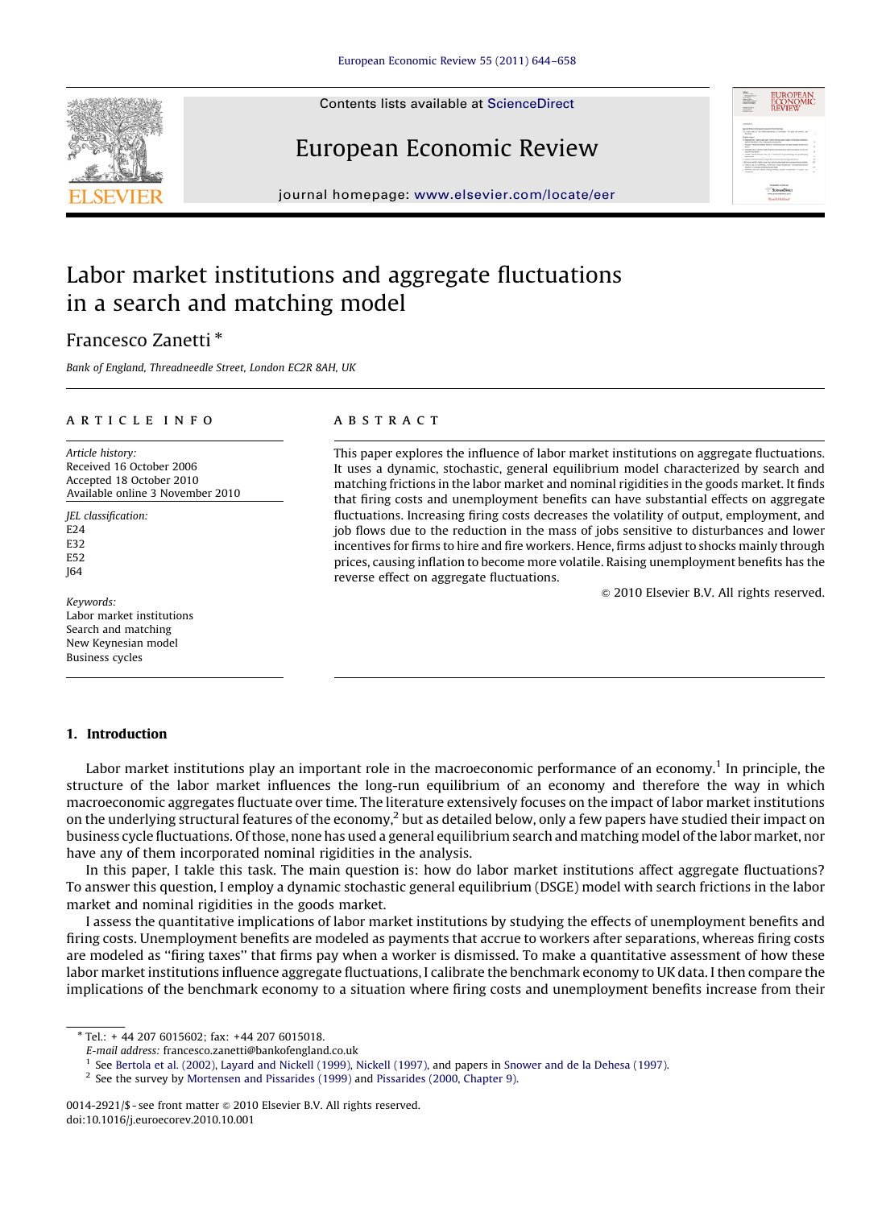# Labor market institutions and aggregate fluctuations in a search and matching model

Francesco Zanetti *

*Bank of England, Threadneedle Street, London EC2R 8AH, UK*

---

**ARTICLE INFO**

*Article history:*
Received 16 October 2006
Accepted 18 October 2010
Available online 3 November 2010

*JEL classification:*
E24
E32
E52
J64

*Keywords:*
Labor market institutions
Search and matching
New Keynesian model
Business cycles

**ABSTRACT**

This paper explores the influence of labor market institutions on aggregate fluctuations. It uses a dynamic, stochastic, general equilibrium model characterized by search and matching frictions in the labor market and nominal rigidities in the goods market. It finds that firing costs and unemployment benefits can have substantial effects on aggregate fluctuations. Increasing firing costs decreases the volatility of output, employment, and job flows due to the reduction in the mass of jobs sensitive to disturbances and lower incentives for firms to hire and fire workers. Hence, firms adjust to shocks mainly through prices, causing inflation to become more volatile. Raising unemployment benefits has the reverse effect on aggregate fluctuations.

© 2010 Elsevier B.V. All rights reserved.

---

## 1. Introduction

Labor market institutions play an important role in the macroeconomic performance of an economy.[1] In principle, the structure of the labor market influences the long-run equilibrium of an economy and therefore the way in which macroeconomic aggregates fluctuate over time. The literature extensively focuses on the impact of labor market institutions on the underlying structural features of the economy,[2] but as detailed below, only a few papers have studied their impact on business cycle fluctuations. Of those, none has used a general equilibrium search and matching model of the labor market, nor have any of them incorporated nominal rigidities in the analysis.

In this paper, I take this task. The main question is: how do labor market institutions affect aggregate fluctuations? To answer this question, I employ a dynamic stochastic general equilibrium (DSGE) model with search frictions in the labor market and nominal rigidities in the goods market.

I assess the quantitative implications of labor market institutions by studying the effects of unemployment benefits and firing costs. Unemployment benefits are modeled as payments that accrue to workers after separations, whereas firing costs are modeled as "firing taxes" that firms pay when a worker is dismissed. To make a quantitative assessment of how these labor market institutions influence aggregate fluctuations, I calibrate the benchmark economy to UK data. I then compare the implications of the benchmark economy to a situation where firing costs and unemployment benefits increase from their

---

* Tel.: + 44 207 6015602; fax: +44 207 6015018.
*E-mail address:* francesco.zanetti@bankofengland.co.uk

[1] See Bertola et al. (2002), Layard and Nickell (1999), Nickell (1997), and papers in Snower and de la Dehesa (1997).

[2] See the survey by Mortensen and Pissarides (1999) and Pissarides (2000, Chapter 9).

0014-2921/$ - see front matter © 2010 Elsevier B.V. All rights reserved.
doi:10.1016/j.euroecorev.2010.10.001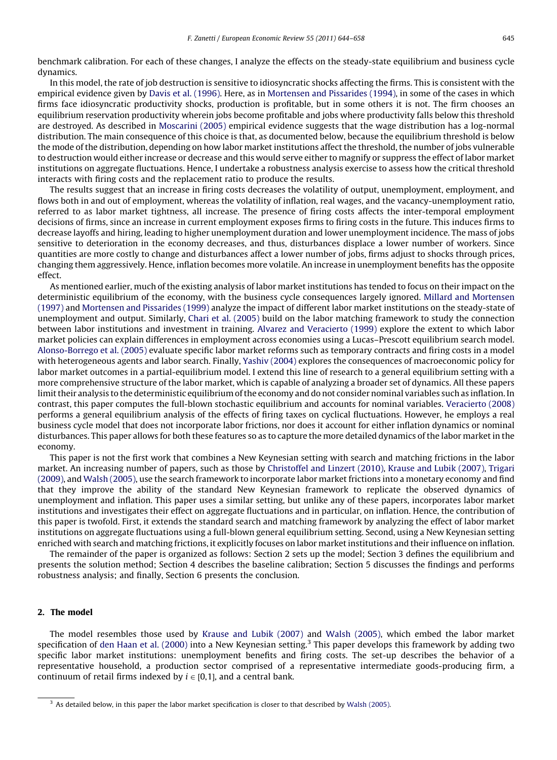benchmark calibration. For each of these changes, I analyze the effects on the steady-state equilibrium and business cycle dynamics.

In this model, the rate of job destruction is sensitive to idiosyncratic shocks affecting the firms. This is consistent with the empirical evidence given by Davis et al. (1996). Here, as in Mortensen and Pissarides (1994), in some of the cases in which firms face idiosyncratic productivity shocks, production is profitable, but in some others it is not. The firm chooses an equilibrium reservation productivity wherein jobs become profitable and jobs where productivity falls below this threshold are destroyed. As described in Moscarini (2005) empirical evidence suggests that the wage distribution has a log-normal distribution. The main consequence of this choice is that, as documented below, because the equilibrium threshold is below the mode of the distribution, depending on how labor market institutions affect the threshold, the number of jobs vulnerable to destruction would either increase or decrease and this would serve either to magnify or suppress the effect of labor market institutions on aggregate fluctuations. Hence, I undertake a robustness analysis exercise to assess how the critical threshold interacts with firing costs and the replacement ratio to produce the results.

The results suggest that an increase in firing costs decreases the volatility of output, unemployment, employment, and flows both in and out of employment, whereas the volatility of inflation, real wages, and the vacancy-unemployment ratio, referred to as labor market tightness, all increase. The presence of firing costs affects the inter-temporal employment decisions of firms, since an increase in current employment exposes firms to firing costs in the future. This induces firms to decrease layoffs and hiring, leading to higher unemployment duration and lower unemployment incidence. The mass of jobs sensitive to deterioration in the economy decreases, and thus, disturbances displace a lower number of workers. Since quantities are more costly to change and disturbances affect a lower number of jobs, firms adjust to shocks through prices, changing them aggressively. Hence, inflation becomes more volatile. An increase in unemployment benefits has the opposite effect.

As mentioned earlier, much of the existing analysis of labor market institutions has tended to focus on their impact on the deterministic equilibrium of the economy, with the business cycle consequences largely ignored. Millard and Mortensen (1997) and Mortensen and Pissarides (1999) analyze the impact of different labor market institutions on the steady-state of unemployment and output. Similarly, Chari et al. (2005) build on the labor matching framework to study the connection between labor institutions and investment in training. Alvarez and Veracierto (1999) explore the extent to which labor market policies can explain differences in employment across economies using a Lucas–Prescott equilibrium search model. Alonso-Borrego et al. (2005) evaluate specific labor market reforms such as temporary contracts and firing costs in a model with heterogeneous agents and labor search. Finally, Yashiv (2004) explores the consequences of macroeconomic policy for labor market outcomes in a partial-equilibrium model. I extend this line of research to a general equilibrium setting with a more comprehensive structure of the labor market, which is capable of analyzing a broader set of dynamics. All these papers limit their analysis to the deterministic equilibrium of the economy and do not consider nominal variables such as inflation. In contrast, this paper computes the full-blown stochastic equilibrium and accounts for nominal variables. Veracierto (2008) performs a general equilibrium analysis of the effects of firing taxes on cyclical fluctuations. However, he employs a real business cycle model that does not incorporate labor frictions, nor does it account for either inflation dynamics or nominal disturbances. This paper allows for both these features so as to capture the more detailed dynamics of the labor market in the economy.

This paper is not the first work that combines a New Keynesian setting with search and matching frictions in the labor market. An increasing number of papers, such as those by Christoffel and Linzert (2010), Krause and Lubik (2007), Trigari (2009), and Walsh (2005), use the search framework to incorporate labor market frictions into a monetary economy and find that they improve the ability of the standard New Keynesian framework to replicate the observed dynamics of unemployment and inflation. This paper uses a similar setting, but unlike any of these papers, incorporates labor market institutions and investigates their effect on aggregate fluctuations and in particular, on inflation. Hence, the contribution of this paper is twofold. First, it extends the standard search and matching framework by analyzing the effect of labor market institutions on aggregate fluctuations using a full-blown general equilibrium setting. Second, using a New Keynesian setting enriched with search and matching frictions, it explicitly focuses on labor market institutions and their influence on inflation.

The remainder of the paper is organized as follows: Section 2 sets up the model; Section 3 defines the equilibrium and presents the solution method; Section 4 describes the baseline calibration; Section 5 discusses the findings and performs robustness analysis; and finally, Section 6 presents the conclusion.

## 2. The model

The model resembles those used by Krause and Lubik (2007) and Walsh (2005), which embed the labor market specification of den Haan et al. (2000) into a New Keynesian setting.[3] This paper develops this framework by adding two specific labor market institutions: unemployment benefits and firing costs. The set-up describes the behavior of a representative household, a production sector comprised of a representative intermediate goods-producing firm, a continuum of retail firms indexed by $i \in [0,1]$, and a central bank.

[3] As detailed below, in this paper the labor market specification is closer to that described by Walsh (2005).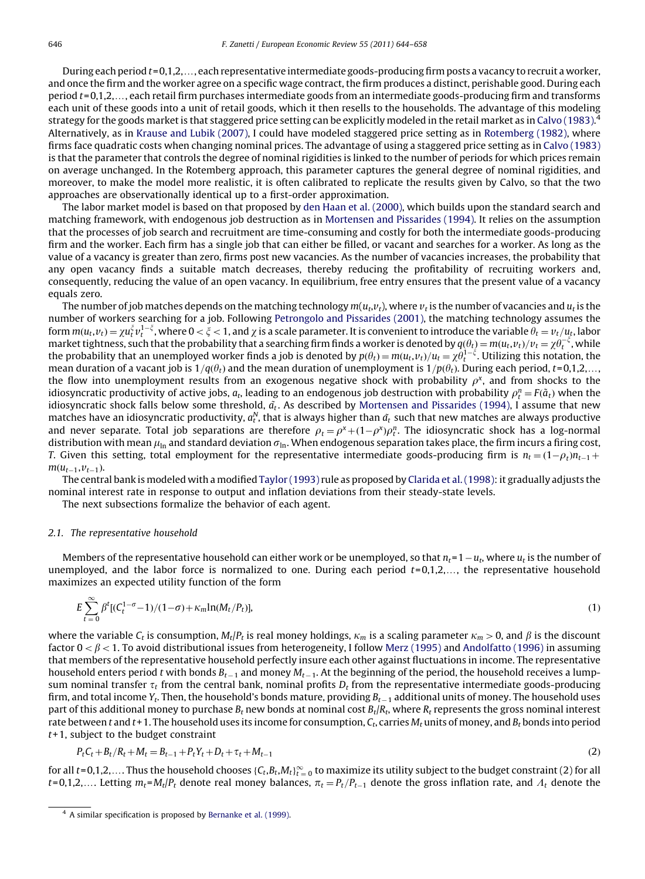During each period $t=0,1,2,\ldots$, each representative intermediate goods-producing firm posts a vacancy to recruit a worker, and once the firm and the worker agree on a specific wage contract, the firm produces a distinct, perishable good. During each period $t=0,1,2,\ldots$, each retail firm purchases intermediate goods from an intermediate goods-producing firm and transforms each unit of these goods into a unit of retail goods, which it then resells to the households. The advantage of this modeling strategy for the goods market is that staggered price setting can be explicitly modeled in the retail market as in Calvo (1983).[4] Alternatively, as in Krause and Lubik (2007), I could have modeled staggered price setting as in Rotemberg (1982), where firms face quadratic costs when changing nominal prices. The advantage of using a staggered price setting as in Calvo (1983) is that the parameter that controls the degree of nominal rigidities is linked to the number of periods for which prices remain on average unchanged. In the Rotemberg approach, this parameter captures the general degree of nominal rigidities, and moreover, to make the model more realistic, it is often calibrated to replicate the results given by Calvo, so that the two approaches are observationally identical up to a first-order approximation.

The labor market model is based on that proposed by den Haan et al. (2000), which builds upon the standard search and matching framework, with endogenous job destruction as in Mortensen and Pissarides (1994). It relies on the assumption that the processes of job search and recruitment are time-consuming and costly for both the intermediate goods-producing firm and the worker. Each firm has a single job that can either be filled, or vacant and searches for a worker. As long as the value of a vacancy is greater than zero, firms post new vacancies. As the number of vacancies increases, the probability that any open vacancy finds a suitable match decreases, thereby reducing the profitability of recruiting workers and, consequently, reducing the value of an open vacancy. In equilibrium, free entry ensures that the present value of a vacancy equals zero.

The number of job matches depends on the matching technology $m(u_t,v_t)$, where $v_t$ is the number of vacancies and $u_t$ is the number of workers searching for a job. Following Petrongolo and Pissarides (2001), the matching technology assumes the form $m(u_t,v_t)=\chi u_t^{\xi} v_t^{1-\xi}$, where $0<\xi<1$, and $\chi$ is a scale parameter. It is convenient to introduce the variable $\theta_t = v_t/u_t$, labor market tightness, such that the probability that a searching firm finds a worker is denoted by $q(\theta_t)=m(u_t,v_t)/v_t = \chi\theta_t^{-\xi}$, while the probability that an unemployed worker finds a job is denoted by $p(\theta_t)=m(u_t,v_t)/u_t=\chi\theta_t^{1-\xi}$. Utilizing this notation, the mean duration of a vacant job is $1/q(\theta_t)$ and the mean duration of unemployment is $1/p(\theta_t)$. During each period, $t=0,1,2,\ldots$, the flow into unemployment results from an exogenous negative shock with probability $\rho^x$, and from shocks to the idiosyncratic productivity of active jobs, $a_t$, leading to an endogenous job destruction with probability $\rho_t^n = F(\tilde{a}_t)$ when the idiosyncratic shock falls below some threshold, $\tilde{a}_t$. As described by Mortensen and Pissarides (1994), I assume that new matches have an idiosyncratic productivity, $a_t^N$, that is always higher than $\tilde{a}_t$ such that new matches are always productive and never separate. Total job separations are therefore $\rho_t = \rho^x + (1-\rho^x)\rho_t^n$. The idiosyncratic shock has a log-normal distribution with mean $\mu_{\ln}$ and standard deviation $\sigma_{\ln}$. When endogenous separation takes place, the firm incurs a firing cost, $T$. Given this setting, total employment for the representative intermediate goods-producing firm is $n_t = (1-\rho_t)n_{t-1} + m(u_{t-1},v_{t-1})$.

The central bank is modeled with a modified Taylor (1993) rule as proposed by Clarida et al. (1998): it gradually adjusts the nominal interest rate in response to output and inflation deviations from their steady-state levels.

The next subsections formalize the behavior of each agent.

## 2.1. The representative household

Members of the representative household can either work or be unemployed, so that $n_t = 1-u_t$, where $u_t$ is the number of unemployed, and the labor force is normalized to one. During each period $t=0,1,2,\ldots$, the representative household maximizes an expected utility function of the form

$$E\sum_{t=0}^{\infty}\beta^t[(C_t^{1-\sigma}-1)/(1-\sigma)+\kappa_m \ln(M_t/P_t)], \tag{1}$$

where the variable $C_t$ is consumption, $M_t/P_t$ is real money holdings, $\kappa_m$ is a scaling parameter $\kappa_m > 0$, and $\beta$ is the discount factor $0<\beta<1$. To avoid distributional issues from heterogeneity, I follow Merz (1995) and Andolfatto (1996) in assuming that members of the representative household perfectly insure each other against fluctuations in income. The representative household enters period $t$ with bonds $B_{t-1}$ and money $M_{t-1}$. At the beginning of the period, the household receives a lump-sum nominal transfer $\tau_t$ from the central bank, nominal profits $D_t$ from the representative intermediate goods-producing firm, and total income $Y_t$. Then, the household's bonds mature, providing $B_{t-1}$ additional units of money. The household uses part of this additional money to purchase $B_t$ new bonds at nominal cost $B_t/R_t$, where $R_t$ represents the gross nominal interest rate between $t$ and $t+1$. The household uses its income for consumption, $C_t$, carries $M_t$ units of money, and $B_t$ bonds into period $t+1$, subject to the budget constraint

$$P_tC_t + B_t/R_t + M_t = B_{t-1} + P_tY_t + D_t + \tau_t + M_{t-1} \tag{2}$$

for all $t=0,1,2,\ldots$. Thus the household chooses $\{C_t, B_t, M_t\}_{t=0}^{\infty}$ to maximize its utility subject to the budget constraint (2) for all $t=0,1,2,\ldots$. Letting $m_t = M_t/P_t$ denote real money balances, $\pi_t = P_t/P_{t-1}$ denote the gross inflation rate, and $\Lambda_t$ denote the

[4] A similar specification is proposed by Bernanke et al. (1999).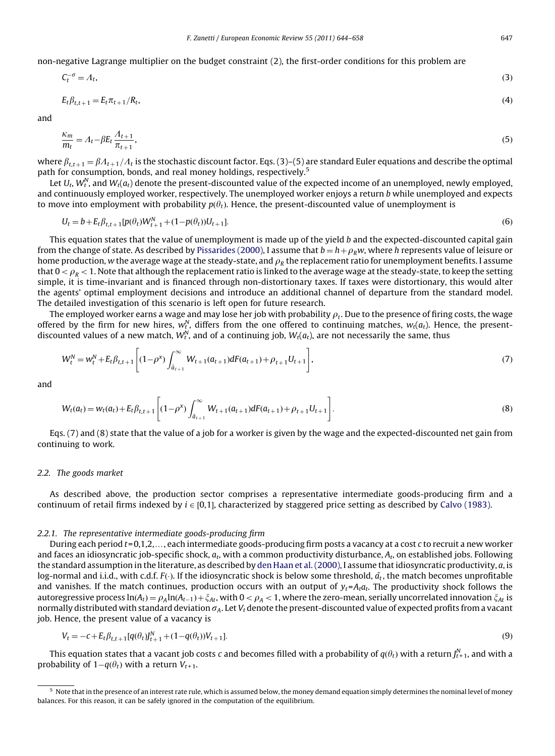non-negative Lagrange multiplier on the budget constraint (2), the first-order conditions for this problem are

$$C_t^{-\sigma} = \Lambda_t, \tag{3}$$

$$E_t \beta_{t,t+1} = E_t \pi_{t+1} / R_t, \tag{4}$$

and

$$\frac{\kappa_m}{m_t} = \Lambda_t - \beta E_t \frac{\Lambda_{t+1}}{\pi_{t+1}}, \tag{5}$$

where $\beta_{t,t+1} = \beta \Lambda_{t+1} / \Lambda_t$ is the stochastic discount factor. Eqs. (3)–(5) are standard Euler equations and describe the optimal path for consumption, bonds, and real money holdings, respectively.[5]

Let $U_t$, $W_t^N$, and $W_t(a_t)$ denote the present-discounted value of the expected income of an unemployed, newly employed, and continuously employed worker, respectively. The unemployed worker enjoys a return $b$ while unemployed and expects to move into employment with probability $p(\theta_t)$. Hence, the present-discounted value of unemployment is

$$U_t = b + E_t \beta_{t,t+1} [p(\theta_t) W_{t+1}^N + (1 - p(\theta_t)) U_{t+1}]. \tag{6}$$

This equation states that the value of unemployment is made up of the yield $b$ and the expected-discounted capital gain from the change of state. As described by Pissarides (2000), I assume that $b = h + \rho_R w$, where $h$ represents value of leisure or home production, $w$ the average wage at the steady-state, and $\rho_R$ the replacement ratio for unemployment benefits. I assume that $0 < \rho_R < 1$. Note that although the replacement ratio is linked to the average wage at the steady-state, to keep the setting simple, it is time-invariant and is financed through non-distortionary taxes. If taxes were distortionary, this would alter the agents' optimal employment decisions and introduce an additional channel of departure from the standard model. The detailed investigation of this scenario is left open for future research.

The employed worker earns a wage and may lose her job with probability $\rho_t$. Due to the presence of firing costs, the wage offered by the firm for new hires, $w_t^N$, differs from the one offered to continuing matches, $w_t(a_t)$. Hence, the present-discounted values of a new match, $W_t^N$, and of a continuing job, $W_t(a_t)$, are not necessarily the same, thus

$$W_t^N = w_t^N + E_t \beta_{t,t+1} \left[ (1 - \rho^x) \int_{\tilde{a}_{t+1}}^{\infty} W_{t+1}(a_{t+1}) dF(a_{t+1}) + \rho_{t+1} U_{t+1} \right], \tag{7}$$

and

$$W_t(a_t) = w_t(a_t) + E_t \beta_{t,t+1} \left[ (1 - \rho^x) \int_{\tilde{a}_{t+1}}^{\infty} W_{t+1}(a_{t+1}) dF(a_{t+1}) + \rho_{t+1} U_{t+1} \right]. \tag{8}$$

Eqs. (7) and (8) state that the value of a job for a worker is given by the wage and the expected-discounted net gain from continuing to work.

### 2.2. The goods market

As described above, the production sector comprises a representative intermediate goods-producing firm and a continuum of retail firms indexed by $i \in [0,1]$, characterized by staggered price setting as described by Calvo (1983).

#### 2.2.1. The representative intermediate goods-producing firm

During each period $t = 0,1,2,\ldots$, each intermediate goods-producing firm posts a vacancy at a cost $c$ to recruit a new worker and faces an idiosyncratic job-specific shock, $a_t$, with a common productivity disturbance, $A_t$, on established jobs. Following the standard assumption in the literature, as described by den Haan et al. (2000), I assume that idiosyncratic productivity, $a$, is log-normal and i.i.d., with c.d.f. $F(\cdot)$. If the idiosyncratic shock is below some threshold, $\tilde{a}_t$, the match becomes unprofitable and vanishes. If the match continues, production occurs with an output of $y_t = A_t a_t$. The productivity shock follows the autoregressive process $\ln(A_t) = \rho_A \ln(A_{t-1}) + \xi_{At}$, with $0 < \rho_A < 1$, where the zero-mean, serially uncorrelated innovation $\xi_{At}$ is normally distributed with standard deviation $\sigma_A$. Let $V_t$ denote the present-discounted value of expected profits from a vacant job. Hence, the present value of a vacancy is

$$V_t = -c + E_t \beta_{t,t+1} [q(\theta_t) J_{t+1}^N + (1 - q(\theta_t)) V_{t+1}]. \tag{9}$$

This equation states that a vacant job costs $c$ and becomes filled with a probability of $q(\theta_t)$ with a return $J_{t+1}^N$, and with a probability of $1 - q(\theta_t)$ with a return $V_{t+1}$.

---

[5] Note that in the presence of an interest rate rule, which is assumed below, the money demand equation simply determines the nominal level of money balances. For this reason, it can be safely ignored in the computation of the equilibrium.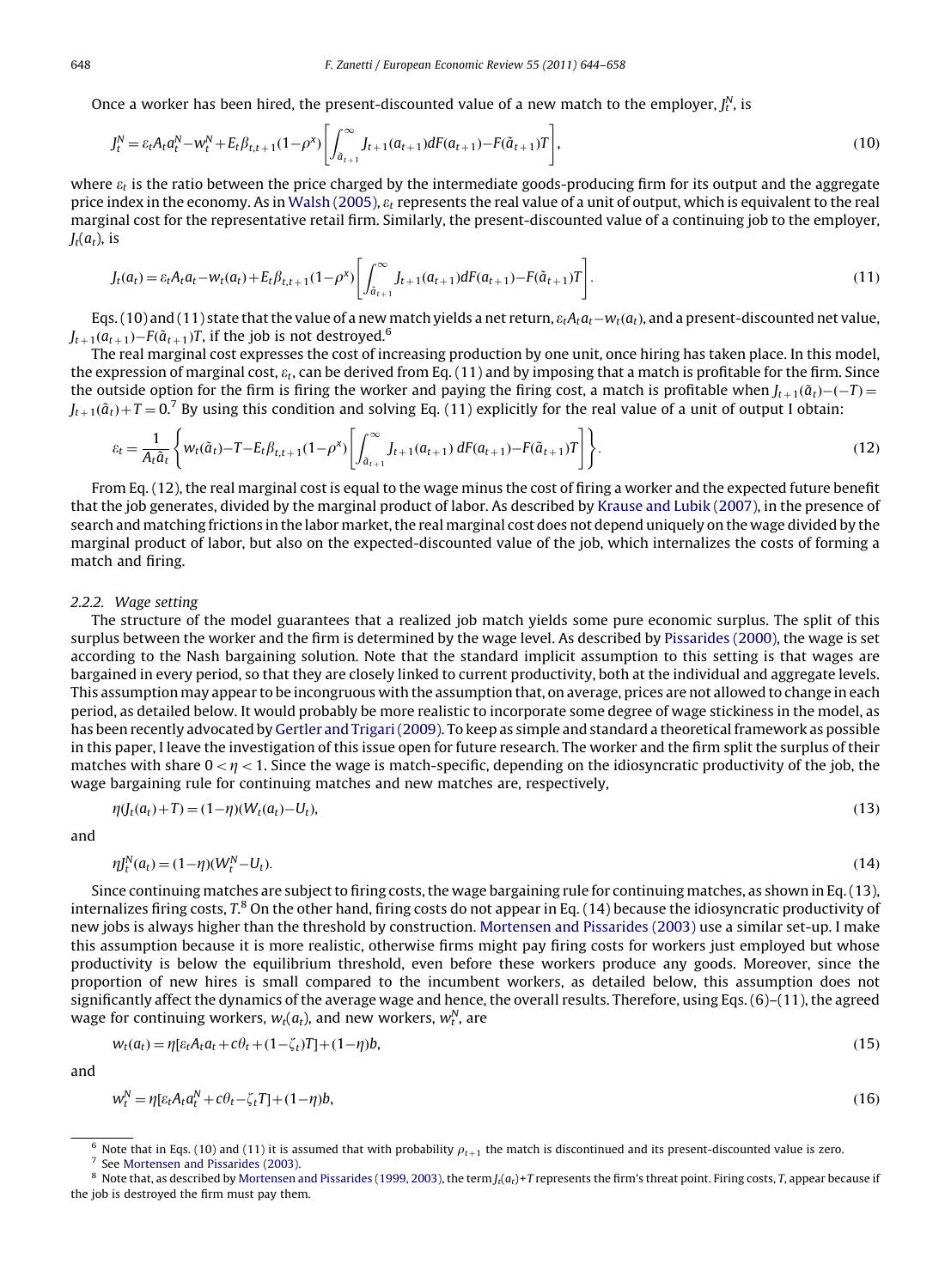Once a worker has been hired, the present-discounted value of a new match to the employer, $J_t^N$, is

$$J_t^N = \varepsilon_t A_t a_t^N - w_t^N + E_t \beta_{t,t+1}(1-\rho^x)\left[\int_{\tilde{a}_{t+1}}^{\infty} J_{t+1}(a_{t+1})dF(a_{t+1}) - F(\tilde{a}_{t+1})T\right], \tag{10}$$

where $\varepsilon_t$ is the ratio between the price charged by the intermediate goods-producing firm for its output and the aggregate price index in the economy. As in Walsh (2005), $\varepsilon_t$ represents the real value of a unit of output, which is equivalent to the real marginal cost for the representative retail firm. Similarly, the present-discounted value of a continuing job to the employer, $J_t(a_t)$, is

$$J_t(a_t) = \varepsilon_t A_t a_t - w_t(a_t) + E_t \beta_{t,t+1}(1-\rho^x)\left[\int_{\tilde{a}_{t+1}}^{\infty} J_{t+1}(a_{t+1})dF(a_{t+1}) - F(\tilde{a}_{t+1})T\right]. \tag{11}$$

Eqs. (10) and (11) state that the value of a new match yields a net return, $\varepsilon_t A_t a_t - w_t(a_t)$, and a present-discounted net value, $J_{t+1}(a_{t+1}) - F(\tilde{a}_{t+1})T$, if the job is not destroyed.[6]

The real marginal cost expresses the cost of increasing production by one unit, once hiring has taken place. In this model, the expression of marginal cost, $\varepsilon_t$, can be derived from Eq. (11) and by imposing that a match is profitable for the firm. Since the outside option for the firm is firing the worker and paying the firing cost, a match is profitable when $J_{t+1}(\tilde{a}_t) - (-T) = J_{t+1}(\tilde{a}_t) + T = 0$.[7] By using this condition and solving Eq. (11) explicitly for the real value of a unit of output I obtain:

$$\varepsilon_t = \frac{1}{A_t \tilde{a}_t}\left\{ w_t(\tilde{a}_t) - T - E_t \beta_{t,t+1}(1-\rho^x)\left[\int_{\tilde{a}_{t+1}}^{\infty} J_{t+1}(a_{t+1})\, dF(a_{t+1}) - F(\tilde{a}_{t+1})T\right]\right\}. \tag{12}$$

From Eq. (12), the real marginal cost is equal to the wage minus the cost of firing a worker and the expected future benefit that the job generates, divided by the marginal product of labor. As described by Krause and Lubik (2007), in the presence of search and matching frictions in the labor market, the real marginal cost does not depend uniquely on the wage divided by the marginal product of labor, but also on the expected-discounted value of the job, which internalizes the costs of forming a match and firing.

### 2.2.2. Wage setting

The structure of the model guarantees that a realized job match yields some pure economic surplus. The split of this surplus between the worker and the firm is determined by the wage level. As described by Pissarides (2000), the wage is set according to the Nash bargaining solution. Note that the standard implicit assumption to this setting is that wages are bargained in every period, so that they are closely linked to current productivity, both at the individual and aggregate levels. This assumption may appear to be incongruous with the assumption that, on average, prices are not allowed to change in each period, as detailed below. It would probably be more realistic to incorporate some degree of wage stickiness in the model, as has been recently advocated by Gertler and Trigari (2009). To keep as simple and standard a theoretical framework as possible in this paper, I leave the investigation of this issue open for future research. The worker and the firm split the surplus of their matches with share $0<\eta<1$. Since the wage is match-specific, depending on the idiosyncratic productivity of the job, the wage bargaining rule for continuing matches and new matches are, respectively,

$$\eta(J_t(a_t)+T) = (1-\eta)(W_t(a_t) - U_t), \tag{13}$$

and

$$\eta J_t^N(a_t) = (1-\eta)(W_t^N - U_t). \tag{14}$$

Since continuing matches are subject to firing costs, the wage bargaining rule for continuing matches, as shown in Eq. (13), internalizes firing costs, $T$.[8] On the other hand, firing costs do not appear in Eq. (14) because the idiosyncratic productivity of new jobs is always higher than the threshold by construction. Mortensen and Pissarides (2003) use a similar set-up. I make this assumption because it is more realistic, otherwise firms might pay firing costs for workers just employed but whose productivity is below the equilibrium threshold, even before these workers produce any goods. Moreover, since the proportion of new hires is small compared to the incumbent workers, as detailed below, this assumption does not significantly affect the dynamics of the average wage and hence, the overall results. Therefore, using Eqs. (6)–(11), the agreed wage for continuing workers, $w_t(a_t)$, and new workers, $w_t^N$, are

$$w_t(a_t) = \eta[\varepsilon_t A_t a_t + c\theta_t + (1-\zeta_t)T] + (1-\eta)b, \tag{15}$$

and

$$w_t^N = \eta[\varepsilon_t A_t a_t^N + c\theta_t - \zeta_t T] + (1-\eta)b, \tag{16}$$

---

[6] Note that in Eqs. (10) and (11) it is assumed that with probability $\rho_{t+1}$ the match is discontinued and its present-discounted value is zero.

[7] See Mortensen and Pissarides (2003).

[8] Note that, as described by Mortensen and Pissarides (1999, 2003), the term $J_t(a_t)+T$ represents the firm's threat point. Firing costs, $T$, appear because if the job is destroyed the firm must pay them.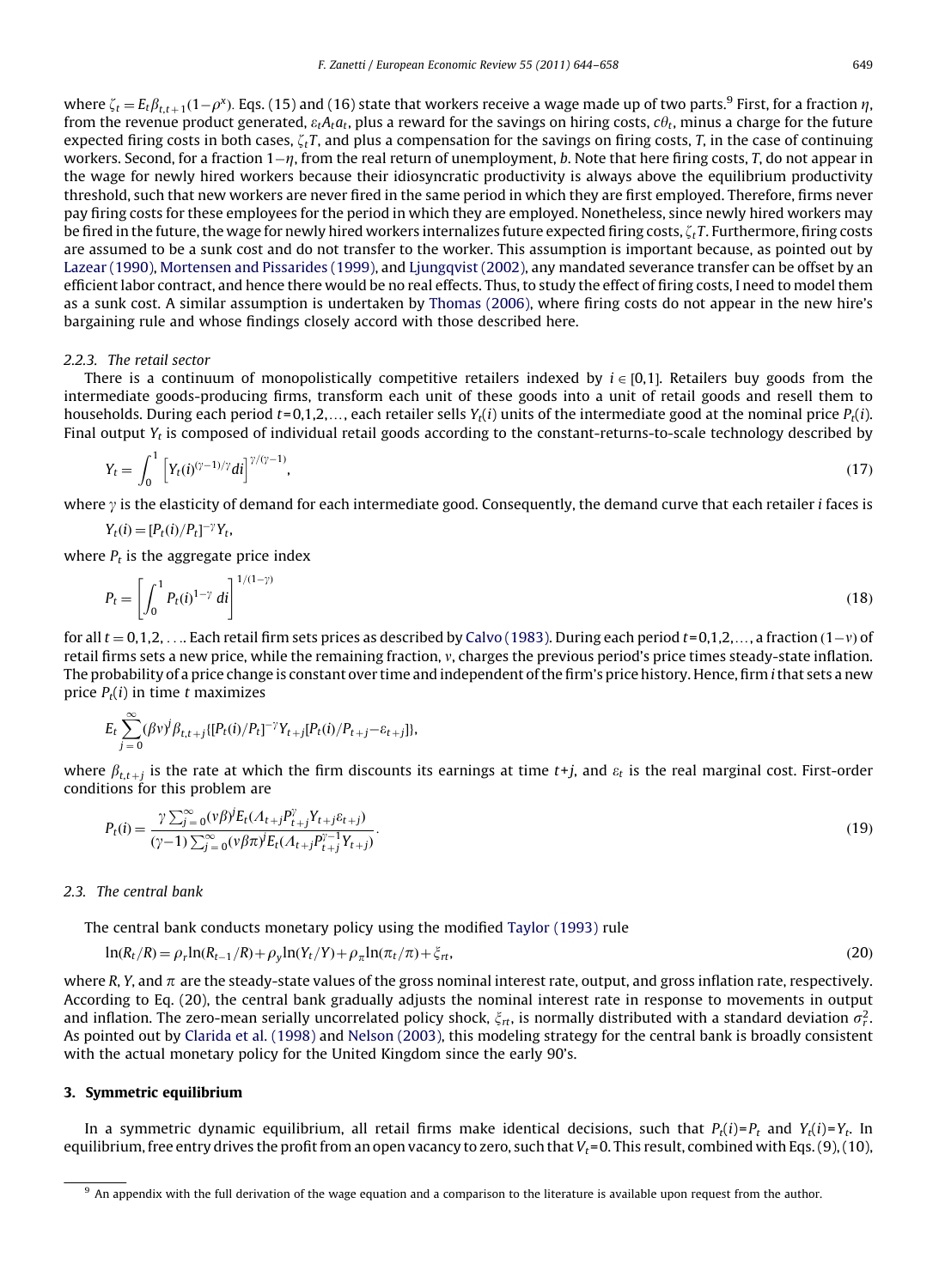where $\zeta_t = E_t\beta_{t,t+1}(1-\rho^x)$. Eqs. (15) and (16) state that workers receive a wage made up of two parts.[9] First, for a fraction $\eta$, from the revenue product generated, $\varepsilon_t A_t a_t$, plus a reward for the savings on hiring costs, $c\theta_t$, minus a charge for the future expected firing costs in both cases, $\zeta_t T$, and plus a compensation for the savings on firing costs, $T$, in the case of continuing workers. Second, for a fraction $1-\eta$, from the real return of unemployment, $b$. Note that here firing costs, $T$, do not appear in the wage for newly hired workers because their idiosyncratic productivity is always above the equilibrium productivity threshold, such that new workers are never fired in the same period in which they are first employed. Therefore, firms never pay firing costs for these employees for the period in which they are employed. Nonetheless, since newly hired workers may be fired in the future, the wage for newly hired workers internalizes future expected firing costs, $\zeta_t T$. Furthermore, firing costs are assumed to be a sunk cost and do not transfer to the worker. This assumption is important because, as pointed out by Lazear (1990), Mortensen and Pissarides (1999), and Ljungqvist (2002), any mandated severance transfer can be offset by an efficient labor contract, and hence there would be no real effects. Thus, to study the effect of firing costs, I need to model them as a sunk cost. A similar assumption is undertaken by Thomas (2006), where firing costs do not appear in the new hire's bargaining rule and whose findings closely accord with those described here.

### 2.2.3. The retail sector

There is a continuum of monopolistically competitive retailers indexed by $i \in [0,1]$. Retailers buy goods from the intermediate goods-producing firms, transform each unit of these goods into a unit of retail goods and resell them to households. During each period $t=0,1,2,\ldots$, each retailer sells $Y_t(i)$ units of the intermediate good at the nominal price $P_t(i)$. Final output $Y_t$ is composed of individual retail goods according to the constant-returns-to-scale technology described by

$$Y_t = \int_0^1 \left[ Y_t(i)^{(\gamma-1)/\gamma} di \right]^{\gamma/(\gamma-1)}, \tag{17}$$

where $\gamma$ is the elasticity of demand for each intermediate good. Consequently, the demand curve that each retailer $i$ faces is

$$Y_t(i) = [P_t(i)/P_t]^{-\gamma} Y_t,$$

where $P_t$ is the aggregate price index

$$P_t = \left[ \int_0^1 P_t(i)^{1-\gamma}\, di \right]^{1/(1-\gamma)} \tag{18}$$

for all $t = 0,1,2,\ldots$. Each retail firm sets prices as described by Calvo (1983). During each period $t=0,1,2,\ldots$, a fraction $(1-\nu)$ of retail firms sets a new price, while the remaining fraction, $\nu$, charges the previous period's price times steady-state inflation. The probability of a price change is constant over time and independent of the firm's price history. Hence, firm $i$ that sets a new price $P_t(i)$ in time $t$ maximizes

$$E_t \sum_{j=0}^{\infty} (\beta\nu)^j \beta_{t,t+j} \{ [P_t(i)/P_t]^{-\gamma} Y_{t+j} [P_t(i)/P_{t+j} - \varepsilon_{t+j}] \},$$

where $\beta_{t,t+j}$ is the rate at which the firm discounts its earnings at time $t+j$, and $\varepsilon_t$ is the real marginal cost. First-order conditions for this problem are

$$P_t(i) = \frac{\gamma \sum_{j=0}^{\infty} (\nu\beta)^j E_t(\Lambda_{t+j} P_{t+j}^{\gamma} Y_{t+j} \varepsilon_{t+j})}{(\gamma-1) \sum_{j=0}^{\infty} (\nu\beta\pi)^j E_t(\Lambda_{t+j} P_{t+j}^{\gamma-1} Y_{t+j})}. \tag{19}$$

## 2.3. The central bank

The central bank conducts monetary policy using the modified Taylor (1993) rule

$$\ln(R_t/R) = \rho_r \ln(R_{t-1}/R) + \rho_y \ln(Y_t/Y) + \rho_\pi \ln(\pi_t/\pi) + \xi_{rt}, \tag{20}$$

where $R$, $Y$, and $\pi$ are the steady-state values of the gross nominal interest rate, output, and gross inflation rate, respectively. According to Eq. (20), the central bank gradually adjusts the nominal interest rate in response to movements in output and inflation. The zero-mean serially uncorrelated policy shock, $\xi_{rt}$, is normally distributed with a standard deviation $\sigma_r^2$. As pointed out by Clarida et al. (1998) and Nelson (2003), this modeling strategy for the central bank is broadly consistent with the actual monetary policy for the United Kingdom since the early 90's.

# 3. Symmetric equilibrium

In a symmetric dynamic equilibrium, all retail firms make identical decisions, such that $P_t(i)=P_t$ and $Y_t(i)=Y_t$. In equilibrium, free entry drives the profit from an open vacancy to zero, such that $V_t=0$. This result, combined with Eqs. (9), (10),

[9] An appendix with the full derivation of the wage equation and a comparison to the literature is available upon request from the author.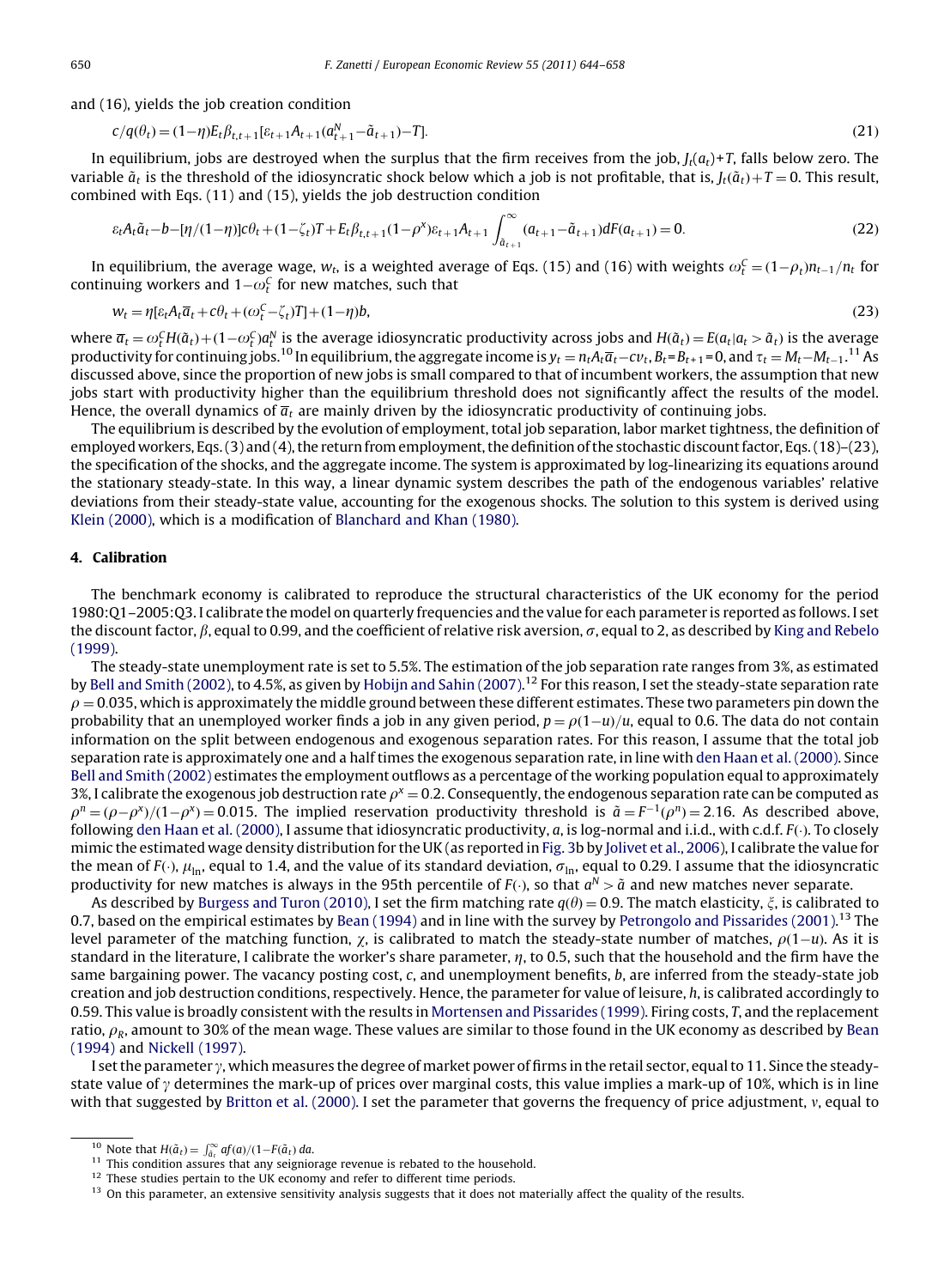and (16), yields the job creation condition

$$c/q(\theta_t) = (1-\eta)E_t\beta_{t,t+1}[\varepsilon_{t+1}A_{t+1}(a^N_{t+1} - \tilde{a}_{t+1}) - T]. \tag{21}$$

In equilibrium, jobs are destroyed when the surplus that the firm receives from the job, $J_t(a_t)+T$, falls below zero. The variable $\tilde{a}_t$ is the threshold of the idiosyncratic shock below which a job is not profitable, that is, $J_t(\tilde{a}_t)+T = 0$. This result, combined with Eqs. (11) and (15), yields the job destruction condition

$$\varepsilon_t A_t \tilde{a}_t - b - [\eta/(1-\eta)]c\theta_t + (1-\zeta_t)T + E_t\beta_{t,t+1}(1-\rho^x)\varepsilon_{t+1}A_{t+1}\int_{\tilde{a}_{t+1}}^{\infty}(a_{t+1} - \tilde{a}_{t+1})dF(a_{t+1}) = 0. \tag{22}$$

In equilibrium, the average wage, $w_t$, is a weighted average of Eqs. (15) and (16) with weights $\omega^C_t = (1-\rho_t)n_{t-1}/n_t$ for continuing workers and $1-\omega^C_t$ for new matches, such that

$$w_t = \eta[\varepsilon_t A_t \overline{a}_t + c\theta_t + (\omega^C_t - \zeta_t)T] + (1-\eta)b, \tag{23}$$

where $\overline{a}_t = \omega^C_t H(\tilde{a}_t) + (1-\omega^C_t)a^N_t$ is the average idiosyncratic productivity across jobs and $H(\tilde{a}_t) = E(a_t | a_t > \tilde{a}_t)$ is the average productivity for continuing jobs.[10] In equilibrium, the aggregate income is $y_t = n_t A_t \overline{a}_t - cv_t$, $B_t = B_{t+1} = 0$, and $\tau_t = M_t - M_{t-1}$.[11] As discussed above, since the proportion of new jobs is small compared to that of incumbent workers, the assumption that new jobs start with productivity higher than the equilibrium threshold does not significantly affect the results of the model. Hence, the overall dynamics of $\overline{a}_t$ are mainly driven by the idiosyncratic productivity of continuing jobs.

The equilibrium is described by the evolution of employment, total job separation, labor market tightness, the definition of employed workers, Eqs. (3) and (4), the return from employment, the definition of the stochastic discount factor, Eqs. (18)–(23), the specification of the shocks, and the aggregate income. The system is approximated by log-linearizing its equations around the stationary steady-state. In this way, a linear dynamic system describes the path of the endogenous variables' relative deviations from their steady-state value, accounting for the exogenous shocks. The solution to this system is derived using Klein (2000), which is a modification of Blanchard and Khan (1980).

## 4. Calibration

The benchmark economy is calibrated to reproduce the structural characteristics of the UK economy for the period 1980:Q1–2005:Q3. I calibrate the model on quarterly frequencies and the value for each parameter is reported as follows. I set the discount factor, $\beta$, equal to 0.99, and the coefficient of relative risk aversion, $\sigma$, equal to 2, as described by King and Rebelo (1999).

The steady-state unemployment rate is set to 5.5%. The estimation of the job separation rate ranges from 3%, as estimated by Bell and Smith (2002), to 4.5%, as given by Hobijn and Sahin (2007).[12] For this reason, I set the steady-state separation rate $\rho = 0.035$, which is approximately the middle ground between these different estimates. These two parameters pin down the probability that an unemployed worker finds a job in any given period, $p = \rho(1-u)/u$, equal to 0.6. The data do not contain information on the split between endogenous and exogenous separation rates. For this reason, I assume that the total job separation rate is approximately one and a half times the exogenous separation rate, in line with den Haan et al. (2000). Since Bell and Smith (2002) estimates the employment outflows as a percentage of the working population equal to approximately 3%, I calibrate the exogenous job destruction rate $\rho^x = 0.2$. Consequently, the endogenous separation rate can be computed as $\rho^n = (\rho - \rho^x)/(1-\rho^x) = 0.015$. The implied reservation productivity threshold is $\tilde{a} = F^{-1}(\rho^n) = 2.16$. As described above, following den Haan et al. (2000), I assume that idiosyncratic productivity, $a$, is log-normal and i.i.d., with c.d.f. $F(\cdot)$. To closely mimic the estimated wage density distribution for the UK (as reported in Fig. 3b by Jolivet et al., 2006), I calibrate the value for the mean of $F(\cdot)$, $\mu_{\ln}$, equal to 1.4, and the value of its standard deviation, $\sigma_{\ln}$, equal to 0.29. I assume that the idiosyncratic productivity for new matches is always in the 95th percentile of $F(\cdot)$, so that $a^N > \tilde{a}$ and new matches never separate.

As described by Burgess and Turon (2010), I set the firm matching rate $q(\theta) = 0.9$. The match elasticity, $\xi$, is calibrated to 0.7, based on the empirical estimates by Bean (1994) and in line with the survey by Petrongolo and Pissarides (2001).[13] The level parameter of the matching function, $\chi$, is calibrated to match the steady-state number of matches, $\rho(1-u)$. As it is standard in the literature, I calibrate the worker's share parameter, $\eta$, to 0.5, such that the household and the firm have the same bargaining power. The vacancy posting cost, $c$, and unemployment benefits, $b$, are inferred from the steady-state job creation and job destruction conditions, respectively. Hence, the parameter for value of leisure, $h$, is calibrated accordingly to 0.59. This value is broadly consistent with the results in Mortensen and Pissarides (1999). Firing costs, $T$, and the replacement ratio, $\rho_R$, amount to 30% of the mean wage. These values are similar to those found in the UK economy as described by Bean (1994) and Nickell (1997).

I set the parameter $\gamma$, which measures the degree of market power of firms in the retail sector, equal to 11. Since the steady-state value of $\gamma$ determines the mark-up of prices over marginal costs, this value implies a mark-up of 10%, which is in line with that suggested by Britton et al. (2000). I set the parameter that governs the frequency of price adjustment, $\nu$, equal to

---

[10] Note that $H(\tilde{a}_t) = \int_{\tilde{a}_t}^{\infty} af(a)/(1-F(\tilde{a}_t))\, da$.

[11] This condition assures that any seigniorage revenue is rebated to the household.

[12] These studies pertain to the UK economy and refer to different time periods.

[13] On this parameter, an extensive sensitivity analysis suggests that it does not materially affect the quality of the results.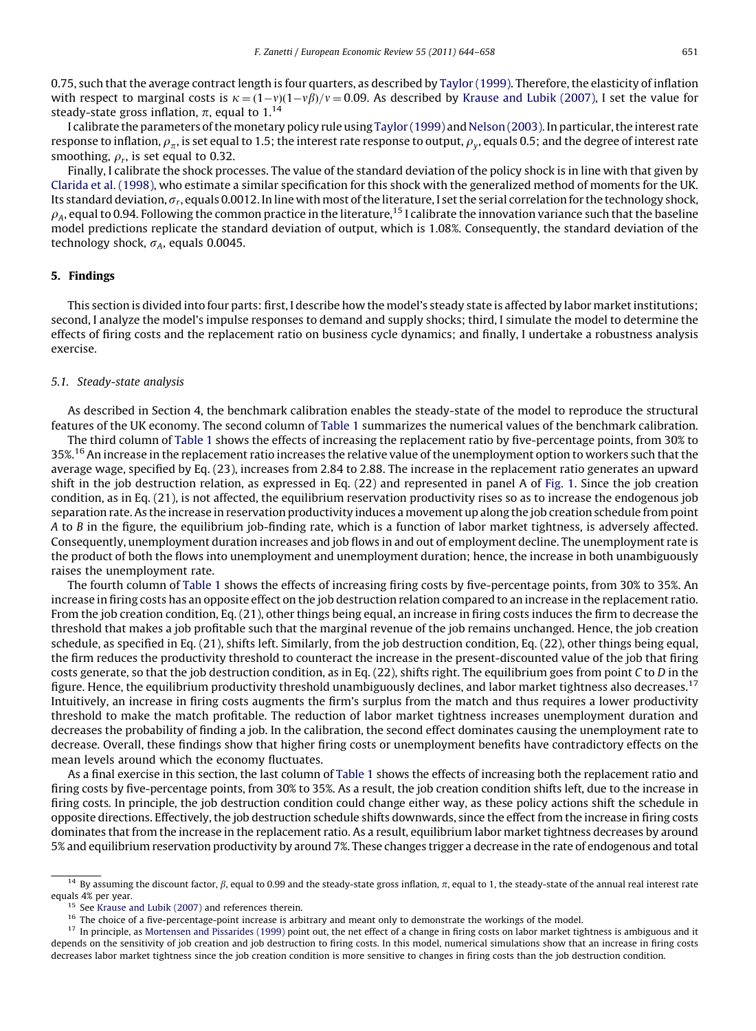0.75, such that the average contract length is four quarters, as described by Taylor (1999). Therefore, the elasticity of inflation with respect to marginal costs is $\kappa = (1-\nu)(1-\nu\beta)/\nu = 0.09$. As described by Krause and Lubik (2007), I set the value for steady-state gross inflation, $\pi$, equal to 1.[14]

I calibrate the parameters of the monetary policy rule using Taylor (1999) and Nelson (2003). In particular, the interest rate response to inflation, $\rho_\pi$, is set equal to 1.5; the interest rate response to output, $\rho_y$, equals 0.5; and the degree of interest rate smoothing, $\rho_r$, is set equal to 0.32.

Finally, I calibrate the shock processes. The value of the standard deviation of the policy shock is in line with that given by Clarida et al. (1998), who estimate a similar specification for this shock with the generalized method of moments for the UK. Its standard deviation, $\sigma_r$, equals 0.0012. In line with most of the literature, I set the serial correlation for the technology shock, $\rho_A$, equal to 0.94. Following the common practice in the literature,[15] I calibrate the innovation variance such that the baseline model predictions replicate the standard deviation of output, which is 1.08%. Consequently, the standard deviation of the technology shock, $\sigma_A$, equals 0.0045.

## 5. Findings

This section is divided into four parts: first, I describe how the model's steady state is affected by labor market institutions; second, I analyze the model's impulse responses to demand and supply shocks; third, I simulate the model to determine the effects of firing costs and the replacement ratio on business cycle dynamics; and finally, I undertake a robustness analysis exercise.

### 5.1. Steady-state analysis

As described in Section 4, the benchmark calibration enables the steady-state of the model to reproduce the structural features of the UK economy. The second column of Table 1 summarizes the numerical values of the benchmark calibration.

The third column of Table 1 shows the effects of increasing the replacement ratio by five-percentage points, from 30% to 35%.[16] An increase in the replacement ratio increases the relative value of the unemployment option to workers such that the average wage, specified by Eq. (23), increases from 2.84 to 2.88. The increase in the replacement ratio generates an upward shift in the job destruction relation, as expressed in Eq. (22) and represented in panel A of Fig. 1. Since the job creation condition, as in Eq. (21), is not affected, the equilibrium reservation productivity rises so as to increase the endogenous job separation rate. As the increase in reservation productivity induces a movement up along the job creation schedule from point *A* to *B* in the figure, the equilibrium job-finding rate, which is a function of labor market tightness, is adversely affected. Consequently, unemployment duration increases and job flows in and out of employment decline. The unemployment rate is the product of both the flows into unemployment and unemployment duration; hence, the increase in both unambiguously raises the unemployment rate.

The fourth column of Table 1 shows the effects of increasing firing costs by five-percentage points, from 30% to 35%. An increase in firing costs has an opposite effect on the job destruction relation compared to an increase in the replacement ratio. From the job creation condition, Eq. (21), other things being equal, an increase in firing costs induces the firm to decrease the threshold that makes a job profitable such that the marginal revenue of the job remains unchanged. Hence, the job creation schedule, as specified in Eq. (21), shifts left. Similarly, from the job destruction condition, Eq. (22), other things being equal, the firm reduces the productivity threshold to counteract the increase in the present-discounted value of the job that firing costs generate, so that the job destruction condition, as in Eq. (22), shifts right. The equilibrium goes from point *C* to *D* in the figure. Hence, the equilibrium productivity threshold unambiguously declines, and labor market tightness also decreases.[17] Intuitively, an increase in firing costs augments the firm's surplus from the match and thus requires a lower productivity threshold to make the match profitable. The reduction of labor market tightness increases unemployment duration and decreases the probability of finding a job. In the calibration, the second effect dominates causing the unemployment rate to decrease. Overall, these findings show that higher firing costs or unemployment benefits have contradictory effects on the mean levels around which the economy fluctuates.

As a final exercise in this section, the last column of Table 1 shows the effects of increasing both the replacement ratio and firing costs by five-percentage points, from 30% to 35%. As a result, the job creation condition shifts left, due to the increase in firing costs. In principle, the job destruction condition could change either way, as these policy actions shift the schedule in opposite directions. Effectively, the job destruction schedule shifts downwards, since the effect from the increase in firing costs dominates that from the increase in the replacement ratio. As a result, equilibrium labor market tightness decreases by around 5% and equilibrium reservation productivity by around 7%. These changes trigger a decrease in the rate of endogenous and total

---

[14] By assuming the discount factor, $\beta$, equal to 0.99 and the steady-state gross inflation, $\pi$, equal to 1, the steady-state of the annual real interest rate equals 4% per year.

[15] See Krause and Lubik (2007) and references therein.

[16] The choice of a five-percentage-point increase is arbitrary and meant only to demonstrate the workings of the model.

[17] In principle, as Mortensen and Pissarides (1999) point out, the net effect of a change in firing costs on labor market tightness is ambiguous and it depends on the sensitivity of job creation and job destruction to firing costs. In this model, numerical simulations show that an increase in firing costs decreases labor market tightness since the job creation condition is more sensitive to changes in firing costs than the job destruction condition.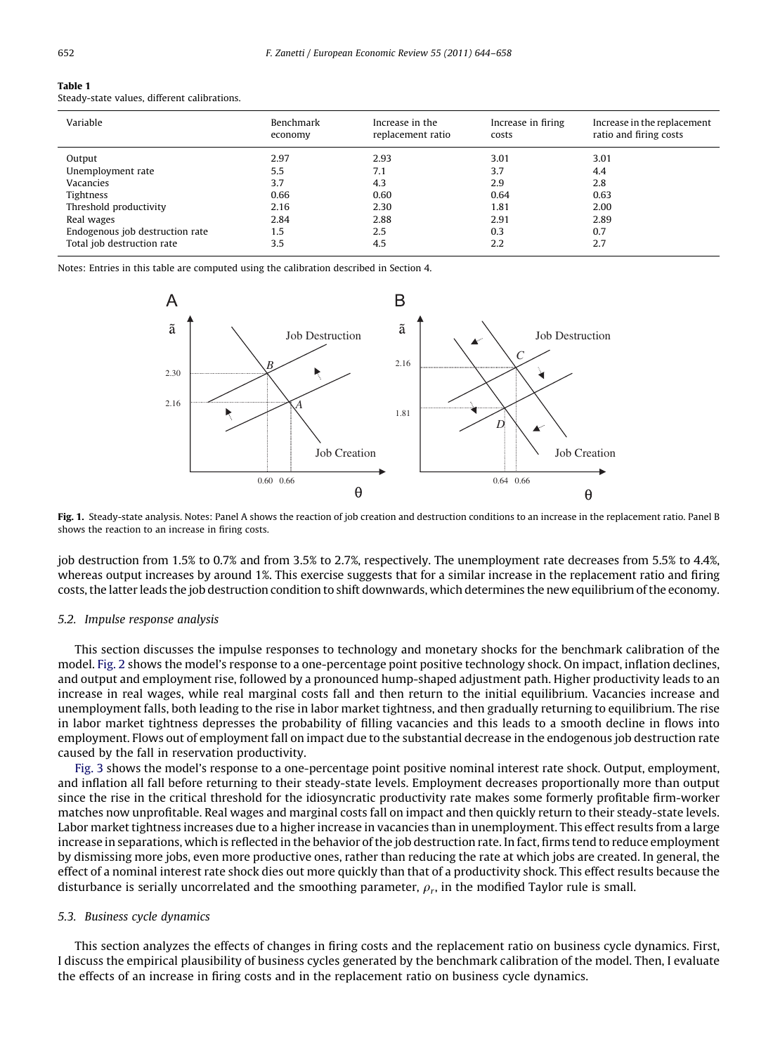**Table 1**
Steady-state values, different calibrations.

| Variable | Benchmark economy | Increase in the replacement ratio | Increase in firing costs | Increase in the replacement ratio and firing costs |
|---|---|---|---|---|
| Output | 2.97 | 2.93 | 3.01 | 3.01 |
| Unemployment rate | 5.5 | 7.1 | 3.7 | 4.4 |
| Vacancies | 3.7 | 4.3 | 2.9 | 2.8 |
| Tightness | 0.66 | 0.60 | 0.64 | 0.63 |
| Threshold productivity | 2.16 | 2.30 | 1.81 | 2.00 |
| Real wages | 2.84 | 2.88 | 2.91 | 2.89 |
| Endogenous job destruction rate | 1.5 | 2.5 | 0.3 | 0.7 |
| Total job destruction rate | 3.5 | 4.5 | 2.2 | 2.7 |

Notes: Entries in this table are computed using the calibration described in Section 4.

A

$\tilde{a}$

Job Destruction

B

2.30

2.16

A

Job Creation

0.60 0.66

$\theta$

B

$\tilde{a}$

Job Destruction

C

2.16

1.81

D

Job Creation

0.64 0.66

$\theta$

**Fig. 1.** Steady-state analysis. Notes: Panel A shows the reaction of job creation and destruction conditions to an increase in the replacement ratio. Panel B shows the reaction to an increase in firing costs.

job destruction from 1.5% to 0.7% and from 3.5% to 2.7%, respectively. The unemployment rate decreases from 5.5% to 4.4%, whereas output increases by around 1%. This exercise suggests that for a similar increase in the replacement ratio and firing costs, the latter leads the job destruction condition to shift downwards, which determines the new equilibrium of the economy.

### 5.2. Impulse response analysis

This section discusses the impulse responses to technology and monetary shocks for the benchmark calibration of the model. Fig. 2 shows the model's response to a one-percentage point positive technology shock. On impact, inflation declines, and output and employment rise, followed by a pronounced hump-shaped adjustment path. Higher productivity leads to an increase in real wages, while real marginal costs fall and then return to the initial equilibrium. Vacancies increase and unemployment falls, both leading to the rise in labor market tightness, and then gradually returning to equilibrium. The rise in labor market tightness depresses the probability of filling vacancies and this leads to a smooth decline in flows into employment. Flows out of employment fall on impact due to the substantial decrease in the endogenous job destruction rate caused by the fall in reservation productivity.

Fig. 3 shows the model's response to a one-percentage point positive nominal interest rate shock. Output, employment, and inflation all fall before returning to their steady-state levels. Employment decreases proportionally more than output since the rise in the critical threshold for the idiosyncratic productivity rate makes some formerly profitable firm-worker matches now unprofitable. Real wages and marginal costs fall on impact and then quickly return to their steady-state levels. Labor market tightness increases due to a higher increase in vacancies than in unemployment. This effect results from a large increase in separations, which is reflected in the behavior of the job destruction rate. In fact, firms tend to reduce employment by dismissing more jobs, even more productive ones, rather than reducing the rate at which jobs are created. In general, the effect of a nominal interest rate shock dies out more quickly than that of a productivity shock. This effect results because the disturbance is serially uncorrelated and the smoothing parameter, $\rho_r$, in the modified Taylor rule is small.

### 5.3. Business cycle dynamics

This section analyzes the effects of changes in firing costs and the replacement ratio on business cycle dynamics. First, I discuss the empirical plausibility of business cycles generated by the benchmark calibration of the model. Then, I evaluate the effects of an increase in firing costs and in the replacement ratio on business cycle dynamics.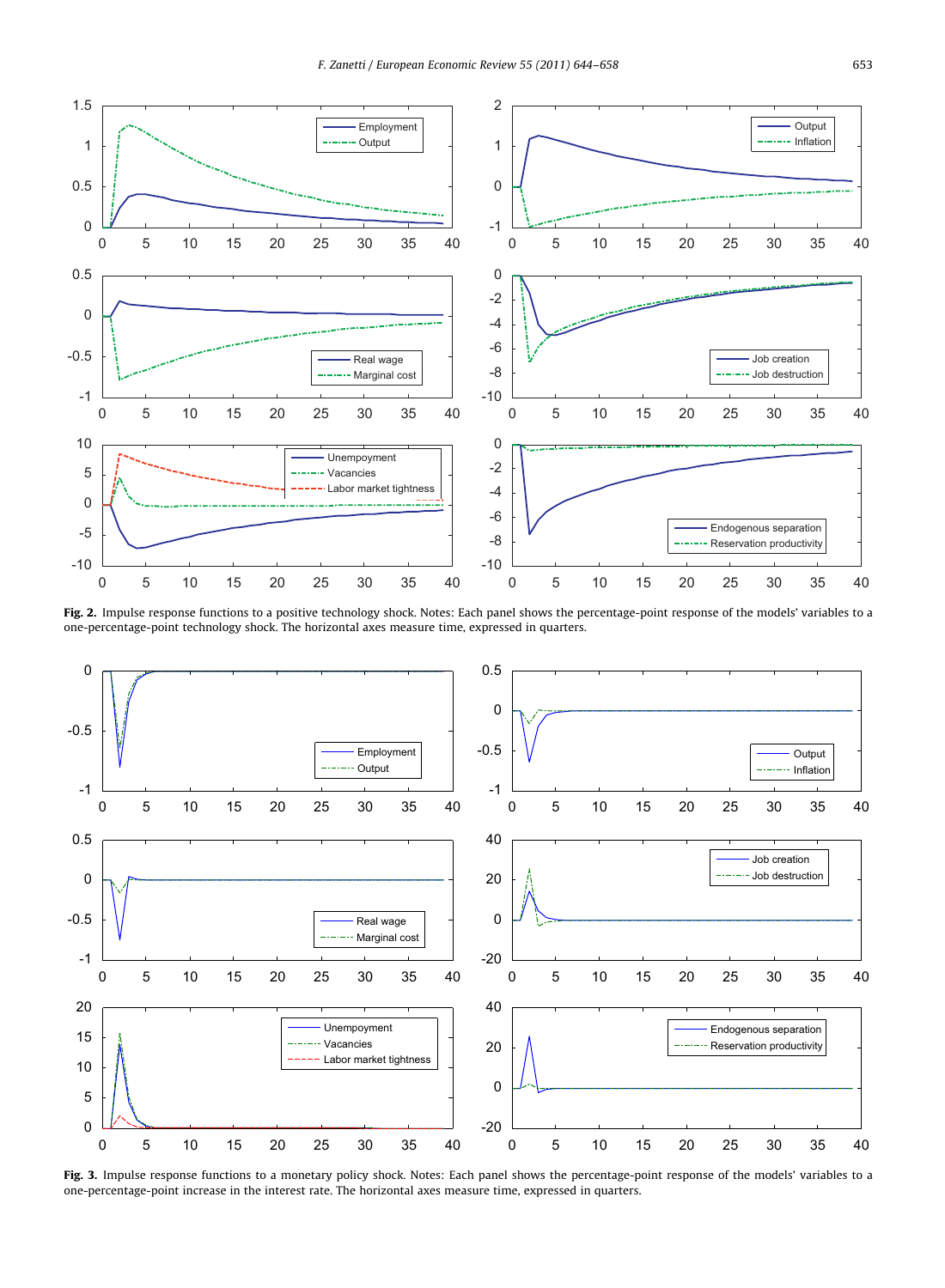Fig. 2. Impulse response functions to a positive technology shock. Notes: Each panel shows the percentage-point response of the models' variables to a one-percentage-point technology shock. The horizontal axes measure time, expressed in quarters.

Fig. 3. Impulse response functions to a monetary policy shock. Notes: Each panel shows the percentage-point response of the models' variables to a one-percentage-point increase in the interest rate. The horizontal axes measure time, expressed in quarters.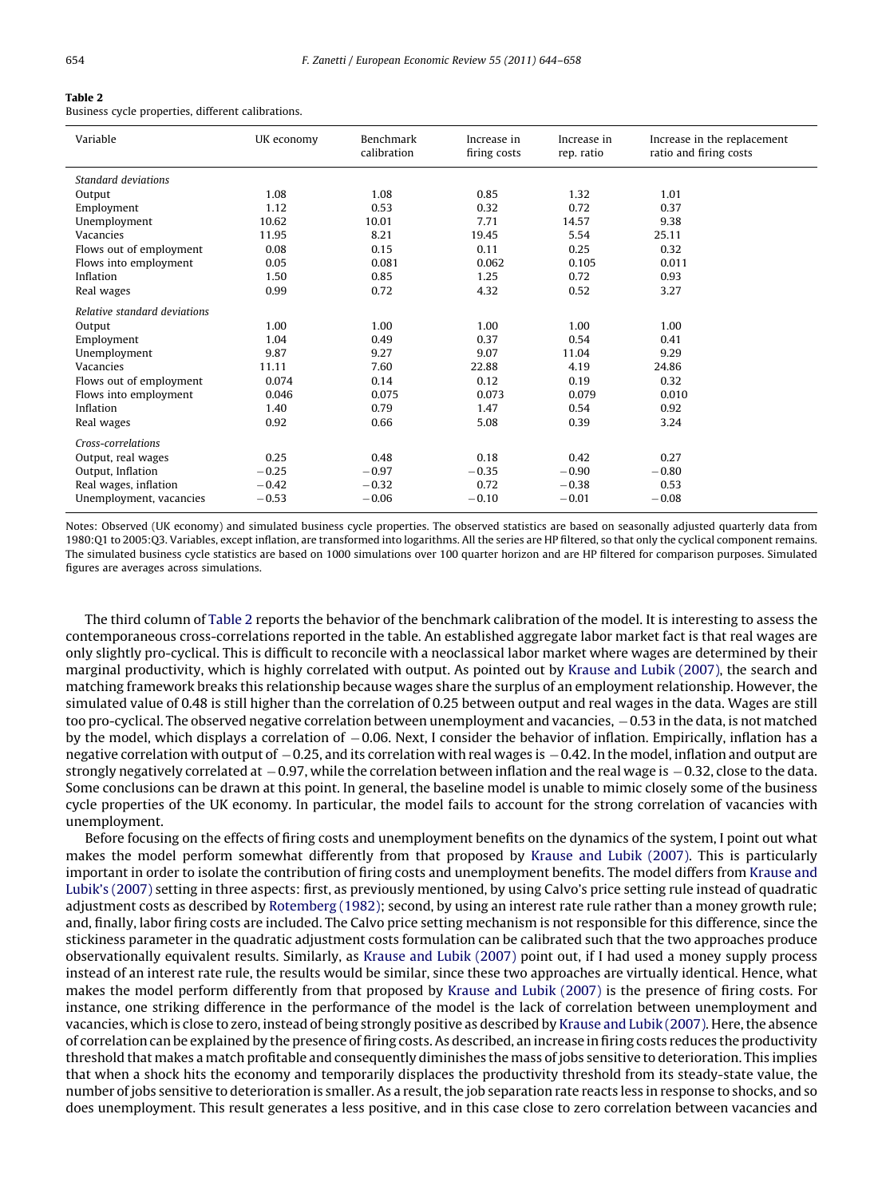**Table 2**
Business cycle properties, different calibrations.

| Variable | UK economy | Benchmark calibration | Increase in firing costs | Increase in rep. ratio | Increase in the replacement ratio and firing costs |
|---|---|---|---|---|---|
| *Standard deviations* | | | | | |
| Output | 1.08 | 1.08 | 0.85 | 1.32 | 1.01 |
| Employment | 1.12 | 0.53 | 0.32 | 0.72 | 0.37 |
| Unemployment | 10.62 | 10.01 | 7.71 | 14.57 | 9.38 |
| Vacancies | 11.95 | 8.21 | 19.45 | 5.54 | 25.11 |
| Flows out of employment | 0.08 | 0.15 | 0.11 | 0.25 | 0.32 |
| Flows into employment | 0.05 | 0.081 | 0.062 | 0.105 | 0.011 |
| Inflation | 1.50 | 0.85 | 1.25 | 0.72 | 0.93 |
| Real wages | 0.99 | 0.72 | 4.32 | 0.52 | 3.27 |
| *Relative standard deviations* | | | | | |
| Output | 1.00 | 1.00 | 1.00 | 1.00 | 1.00 |
| Employment | 1.04 | 0.49 | 0.37 | 0.54 | 0.41 |
| Unemployment | 9.87 | 9.27 | 9.07 | 11.04 | 9.29 |
| Vacancies | 11.11 | 7.60 | 22.88 | 4.19 | 24.86 |
| Flows out of employment | 0.074 | 0.14 | 0.12 | 0.19 | 0.32 |
| Flows into employment | 0.046 | 0.075 | 0.073 | 0.079 | 0.010 |
| Inflation | 1.40 | 0.79 | 1.47 | 0.54 | 0.92 |
| Real wages | 0.92 | 0.66 | 5.08 | 0.39 | 3.24 |
| *Cross-correlations* | | | | | |
| Output, real wages | 0.25 | 0.48 | 0.18 | 0.42 | 0.27 |
| Output, Inflation | −0.25 | −0.97 | −0.35 | −0.90 | −0.80 |
| Real wages, inflation | −0.42 | −0.32 | 0.72 | −0.38 | 0.53 |
| Unemployment, vacancies | −0.53 | −0.06 | −0.10 | −0.01 | −0.08 |

Notes: Observed (UK economy) and simulated business cycle properties. The observed statistics are based on seasonally adjusted quarterly data from 1980:Q1 to 2005:Q3. Variables, except inflation, are transformed into logarithms. All the series are HP filtered, so that only the cyclical component remains. The simulated business cycle statistics are based on 1000 simulations over 100 quarter horizon and are HP filtered for comparison purposes. Simulated figures are averages across simulations.

The third column of Table 2 reports the behavior of the benchmark calibration of the model. It is interesting to assess the contemporaneous cross-correlations reported in the table. An established aggregate labor market fact is that real wages are only slightly pro-cyclical. This is difficult to reconcile with a neoclassical labor market where wages are determined by their marginal productivity, which is highly correlated with output. As pointed out by Krause and Lubik (2007), the search and matching framework breaks this relationship because wages share the surplus of an employment relationship. However, the simulated value of 0.48 is still higher than the correlation of 0.25 between output and real wages in the data. Wages are still too pro-cyclical. The observed negative correlation between unemployment and vacancies, −0.53 in the data, is not matched by the model, which displays a correlation of −0.06. Next, I consider the behavior of inflation. Empirically, inflation has a negative correlation with output of −0.25, and its correlation with real wages is −0.42. In the model, inflation and output are strongly negatively correlated at −0.97, while the correlation between inflation and the real wage is −0.32, close to the data. Some conclusions can be drawn at this point. In general, the baseline model is unable to mimic closely some of the business cycle properties of the UK economy. In particular, the model fails to account for the strong correlation of vacancies with unemployment.

Before focusing on the effects of firing costs and unemployment benefits on the dynamics of the system, I point out what makes the model perform somewhat differently from that proposed by Krause and Lubik (2007). This is particularly important in order to isolate the contribution of firing costs and unemployment benefits. The model differs from Krause and Lubik's (2007) setting in three aspects: first, as previously mentioned, by using Calvo's price setting rule instead of quadratic adjustment costs as described by Rotemberg (1982); second, by using an interest rate rule rather than a money growth rule; and, finally, labor firing costs are included. The Calvo price setting mechanism is not responsible for this difference, since the stickiness parameter in the quadratic adjustment costs formulation can be calibrated such that the two approaches produce observationally equivalent results. Similarly, as Krause and Lubik (2007) point out, if I had used a money supply process instead of an interest rate rule, the results would be similar, since these two approaches are virtually identical. Hence, what makes the model perform differently from that proposed by Krause and Lubik (2007) is the presence of firing costs. For instance, one striking difference in the performance of the model is the lack of correlation between unemployment and vacancies, which is close to zero, instead of being strongly positive as described by Krause and Lubik (2007). Here, the absence of correlation can be explained by the presence of firing costs. As described, an increase in firing costs reduces the productivity threshold that makes a match profitable and consequently diminishes the mass of jobs sensitive to deterioration. This implies that when a shock hits the economy and temporarily displaces the productivity threshold from its steady-state value, the number of jobs sensitive to deterioration is smaller. As a result, the job separation rate reacts less in response to shocks, and so does unemployment. This result generates a less positive, and in this case close to zero correlation between vacancies and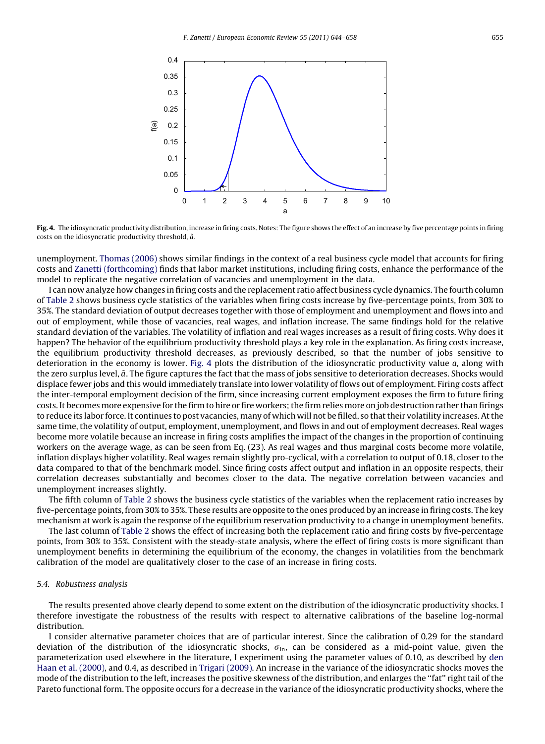**Fig. 4.** The idiosyncratic productivity distribution, increase in firing costs. Notes: The figure shows the effect of an increase by five percentage points in firing costs on the idiosyncratic productivity threshold, $\tilde{a}$.

unemployment. Thomas (2006) shows similar findings in the context of a real business cycle model that accounts for firing costs and Zanetti (forthcoming) finds that labor market institutions, including firing costs, enhance the performance of the model to replicate the negative correlation of vacancies and unemployment in the data.

I can now analyze how changes in firing costs and the replacement ratio affect business cycle dynamics. The fourth column of Table 2 shows business cycle statistics of the variables when firing costs increase by five-percentage points, from 30% to 35%. The standard deviation of output decreases together with those of employment and unemployment and flows into and out of employment, while those of vacancies, real wages, and inflation increase. The same findings hold for the relative standard deviation of the variables. The volatility of inflation and real wages increases as a result of firing costs. Why does it happen? The behavior of the equilibrium productivity threshold plays a key role in the explanation. As firing costs increase, the equilibrium productivity threshold decreases, as previously described, so that the number of jobs sensitive to deterioration in the economy is lower. Fig. 4 plots the distribution of the idiosyncratic productivity value $a$, along with the zero surplus level, $\tilde{a}$. The figure captures the fact that the mass of jobs sensitive to deterioration decreases. Shocks would displace fewer jobs and this would immediately translate into lower volatility of flows out of employment. Firing costs affect the inter-temporal employment decision of the firm, since increasing current employment exposes the firm to future firing costs. It becomes more expensive for the firm to hire or fire workers; the firm relies more on job destruction rather than firings to reduce its labor force. It continues to post vacancies, many of which will not be filled, so that their volatility increases. At the same time, the volatility of output, employment, unemployment, and flows in and out of employment decreases. Real wages become more volatile because an increase in firing costs amplifies the impact of the changes in the proportion of continuing workers on the average wage, as can be seen from Eq. (23). As real wages and thus marginal costs become more volatile, inflation displays higher volatility. Real wages remain slightly pro-cyclical, with a correlation to output of 0.18, closer to the data compared to that of the benchmark model. Since firing costs affect output and inflation in an opposite respects, their correlation decreases substantially and becomes closer to the data. The negative correlation between vacancies and unemployment increases slightly.

The fifth column of Table 2 shows the business cycle statistics of the variables when the replacement ratio increases by five-percentage points, from 30% to 35%. These results are opposite to the ones produced by an increase in firing costs. The key mechanism at work is again the response of the equilibrium reservation productivity to a change in unemployment benefits.

The last column of Table 2 shows the effect of increasing both the replacement ratio and firing costs by five-percentage points, from 30% to 35%. Consistent with the steady-state analysis, where the effect of firing costs is more significant than unemployment benefits in determining the equilibrium of the economy, the changes in volatilities from the benchmark calibration of the model are qualitatively closer to the case of an increase in firing costs.

### 5.4. Robustness analysis

The results presented above clearly depend to some extent on the distribution of the idiosyncratic productivity shocks. I therefore investigate the robustness of the results with respect to alternative calibrations of the baseline log-normal distribution.

I consider alternative parameter choices that are of particular interest. Since the calibration of 0.29 for the standard deviation of the distribution of the idiosyncratic shocks, $\sigma_{\ln}$, can be considered as a mid-point value, given the parameterization used elsewhere in the literature, I experiment using the parameter values of 0.10, as described by den Haan et al. (2000), and 0.4, as described in Trigari (2009). An increase in the variance of the idiosyncratic shocks moves the mode of the distribution to the left, increases the positive skewness of the distribution, and enlarges the "fat" right tail of the Pareto functional form. The opposite occurs for a decrease in the variance of the idiosyncratic productivity shocks, where the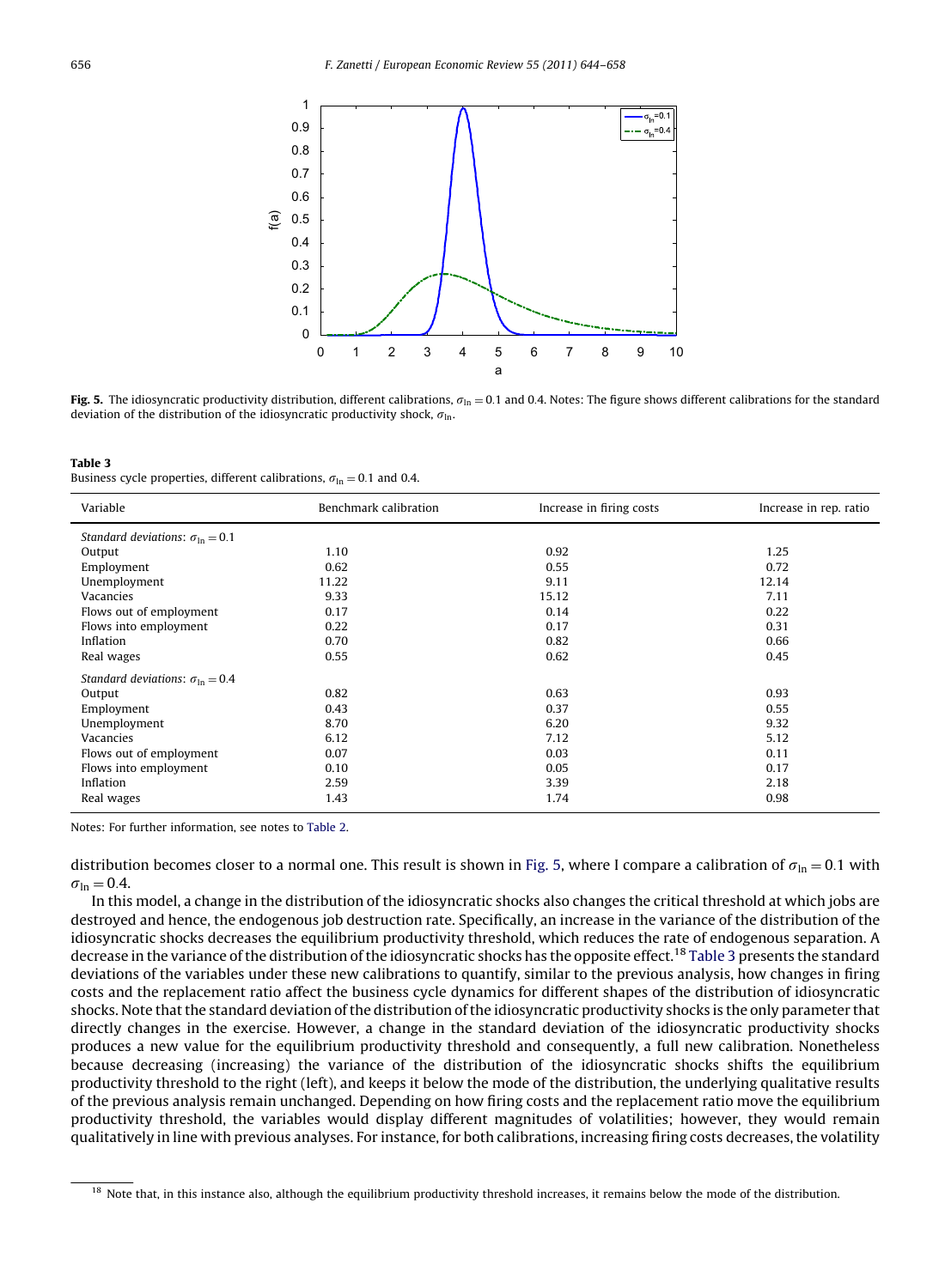**Fig. 5.** The idiosyncratic productivity distribution, different calibrations, $\sigma_{\ln} = 0.1$ and 0.4. Notes: The figure shows different calibrations for the standard deviation of the distribution of the idiosyncratic productivity shock, $\sigma_{\ln}$.

**Table 3**
Business cycle properties, different calibrations, $\sigma_{\ln} = 0.1$ and 0.4.

| Variable | Benchmark calibration | Increase in firing costs | Increase in rep. ratio |
|---|---|---|---|
| *Standard deviations:* $\sigma_{\ln} = 0.1$ | | | |
| Output | 1.10 | 0.92 | 1.25 |
| Employment | 0.62 | 0.55 | 0.72 |
| Unemployment | 11.22 | 9.11 | 12.14 |
| Vacancies | 9.33 | 15.12 | 7.11 |
| Flows out of employment | 0.17 | 0.14 | 0.22 |
| Flows into employment | 0.22 | 0.17 | 0.31 |
| Inflation | 0.70 | 0.82 | 0.66 |
| Real wages | 0.55 | 0.62 | 0.45 |
| *Standard deviations:* $\sigma_{\ln} = 0.4$ | | | |
| Output | 0.82 | 0.63 | 0.93 |
| Employment | 0.43 | 0.37 | 0.55 |
| Unemployment | 8.70 | 6.20 | 9.32 |
| Vacancies | 6.12 | 7.12 | 5.12 |
| Flows out of employment | 0.07 | 0.03 | 0.11 |
| Flows into employment | 0.10 | 0.05 | 0.17 |
| Inflation | 2.59 | 3.39 | 2.18 |
| Real wages | 1.43 | 1.74 | 0.98 |

Notes: For further information, see notes to Table 2.

distribution becomes closer to a normal one. This result is shown in Fig. 5, where I compare a calibration of $\sigma_{\ln} = 0.1$ with $\sigma_{\ln} = 0.4$.

In this model, a change in the distribution of the idiosyncratic shocks also changes the critical threshold at which jobs are destroyed and hence, the endogenous job destruction rate. Specifically, an increase in the variance of the distribution of the idiosyncratic shocks decreases the equilibrium productivity threshold, which reduces the rate of endogenous separation. A decrease in the variance of the distribution of the idiosyncratic shocks has the opposite effect.[18] Table 3 presents the standard deviations of the variables under these new calibrations to quantify, similar to the previous analysis, how changes in firing costs and the replacement ratio affect the business cycle dynamics for different shapes of the distribution of idiosyncratic shocks. Note that the standard deviation of the distribution of the idiosyncratic productivity shocks is the only parameter that directly changes in the exercise. However, a change in the standard deviation of the idiosyncratic productivity shocks produces a new value for the equilibrium productivity threshold and consequently, a full new calibration. Nonetheless because decreasing (increasing) the variance of the distribution of the idiosyncratic shocks shifts the equilibrium productivity threshold to the right (left), and keeps it below the mode of the distribution, the underlying qualitative results of the previous analysis remain unchanged. Depending on how firing costs and the replacement ratio move the equilibrium productivity threshold, the variables would display different magnitudes of volatilities; however, they would remain qualitatively in line with previous analyses. For instance, for both calibrations, increasing firing costs decreases, the volatility

[18] Note that, in this instance also, although the equilibrium productivity threshold increases, it remains below the mode of the distribution.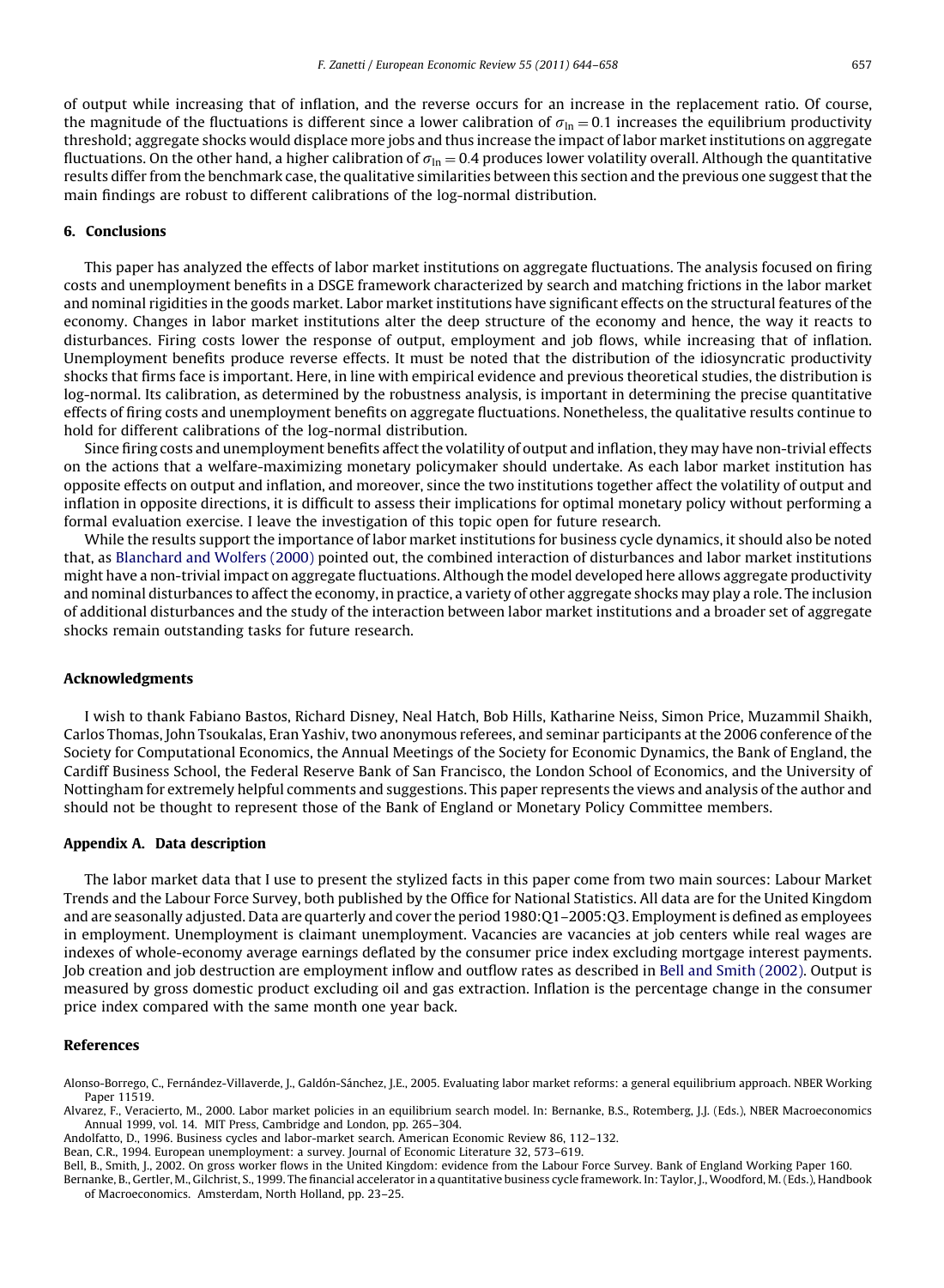of output while increasing that of inflation, and the reverse occurs for an increase in the replacement ratio. Of course, the magnitude of the fluctuations is different since a lower calibration of $\sigma_{\ln} = 0.1$ increases the equilibrium productivity threshold; aggregate shocks would displace more jobs and thus increase the impact of labor market institutions on aggregate fluctuations. On the other hand, a higher calibration of $\sigma_{\ln} = 0.4$ produces lower volatility overall. Although the quantitative results differ from the benchmark case, the qualitative similarities between this section and the previous one suggest that the main findings are robust to different calibrations of the log-normal distribution.

## 6. Conclusions

This paper has analyzed the effects of labor market institutions on aggregate fluctuations. The analysis focused on firing costs and unemployment benefits in a DSGE framework characterized by search and matching frictions in the labor market and nominal rigidities in the goods market. Labor market institutions have significant effects on the structural features of the economy. Changes in labor market institutions alter the deep structure of the economy and hence, the way it reacts to disturbances. Firing costs lower the response of output, employment and job flows, while increasing that of inflation. Unemployment benefits produce reverse effects. It must be noted that the distribution of the idiosyncratic productivity shocks that firms face is important. Here, in line with empirical evidence and previous theoretical studies, the distribution is log-normal. Its calibration, as determined by the robustness analysis, is important in determining the precise quantitative effects of firing costs and unemployment benefits on aggregate fluctuations. Nonetheless, the qualitative results continue to hold for different calibrations of the log-normal distribution.

Since firing costs and unemployment benefits affect the volatility of output and inflation, they may have non-trivial effects on the actions that a welfare-maximizing monetary policymaker should undertake. As each labor market institution has opposite effects on output and inflation, and moreover, since the two institutions together affect the volatility of output and inflation in opposite directions, it is difficult to assess their implications for optimal monetary policy without performing a formal evaluation exercise. I leave the investigation of this topic open for future research.

While the results support the importance of labor market institutions for business cycle dynamics, it should also be noted that, as Blanchard and Wolfers (2000) pointed out, the combined interaction of disturbances and labor market institutions might have a non-trivial impact on aggregate fluctuations. Although the model developed here allows aggregate productivity and nominal disturbances to affect the economy, in practice, a variety of other aggregate shocks may play a role. The inclusion of additional disturbances and the study of the interaction between labor market institutions and a broader set of aggregate shocks remain outstanding tasks for future research.

## Acknowledgments

I wish to thank Fabiano Bastos, Richard Disney, Neal Hatch, Bob Hills, Katharine Neiss, Simon Price, Muzammil Shaikh, Carlos Thomas, John Tsoukalas, Eran Yashiv, two anonymous referees, and seminar participants at the 2006 conference of the Society for Computational Economics, the Annual Meetings of the Society for Economic Dynamics, the Bank of England, the Cardiff Business School, the Federal Reserve Bank of San Francisco, the London School of Economics, and the University of Nottingham for extremely helpful comments and suggestions. This paper represents the views and analysis of the author and should not be thought to represent those of the Bank of England or Monetary Policy Committee members.

## Appendix A. Data description

The labor market data that I use to present the stylized facts in this paper come from two main sources: Labour Market Trends and the Labour Force Survey, both published by the Office for National Statistics. All data are for the United Kingdom and are seasonally adjusted. Data are quarterly and cover the period 1980:Q1–2005:Q3. Employment is defined as employees in employment. Unemployment is claimant unemployment. Vacancies are vacancies at job centers while real wages are indexes of whole-economy average earnings deflated by the consumer price index excluding mortgage interest payments. Job creation and job destruction are employment inflow and outflow rates as described in Bell and Smith (2002). Output is measured by gross domestic product excluding oil and gas extraction. Inflation is the percentage change in the consumer price index compared with the same month one year back.

## References

Alonso-Borrego, C., Fernández-Villaverde, J., Galdón-Sánchez, J.E., 2005. Evaluating labor market reforms: a general equilibrium approach. NBER Working Paper 11519.

Alvarez, F., Veracierto, M., 2000. Labor market policies in an equilibrium search model. In: Bernanke, B.S., Rotemberg, J.J. (Eds.), NBER Macroeconomics Annual 1999, vol. 14. MIT Press, Cambridge and London, pp. 265–304.

Andolfatto, D., 1996. Business cycles and labor-market search. American Economic Review 86, 112–132.

Bean, C.R., 1994. European unemployment: a survey. Journal of Economic Literature 32, 573–619.

Bell, B., Smith, J., 2002. On gross worker flows in the United Kingdom: evidence from the Labour Force Survey. Bank of England Working Paper 160.

Bernanke, B., Gertler, M., Gilchrist, S., 1999. The financial accelerator in a quantitative business cycle framework. In: Taylor, J., Woodford, M. (Eds.), Handbook of Macroeconomics. Amsterdam, North Holland, pp. 23–25.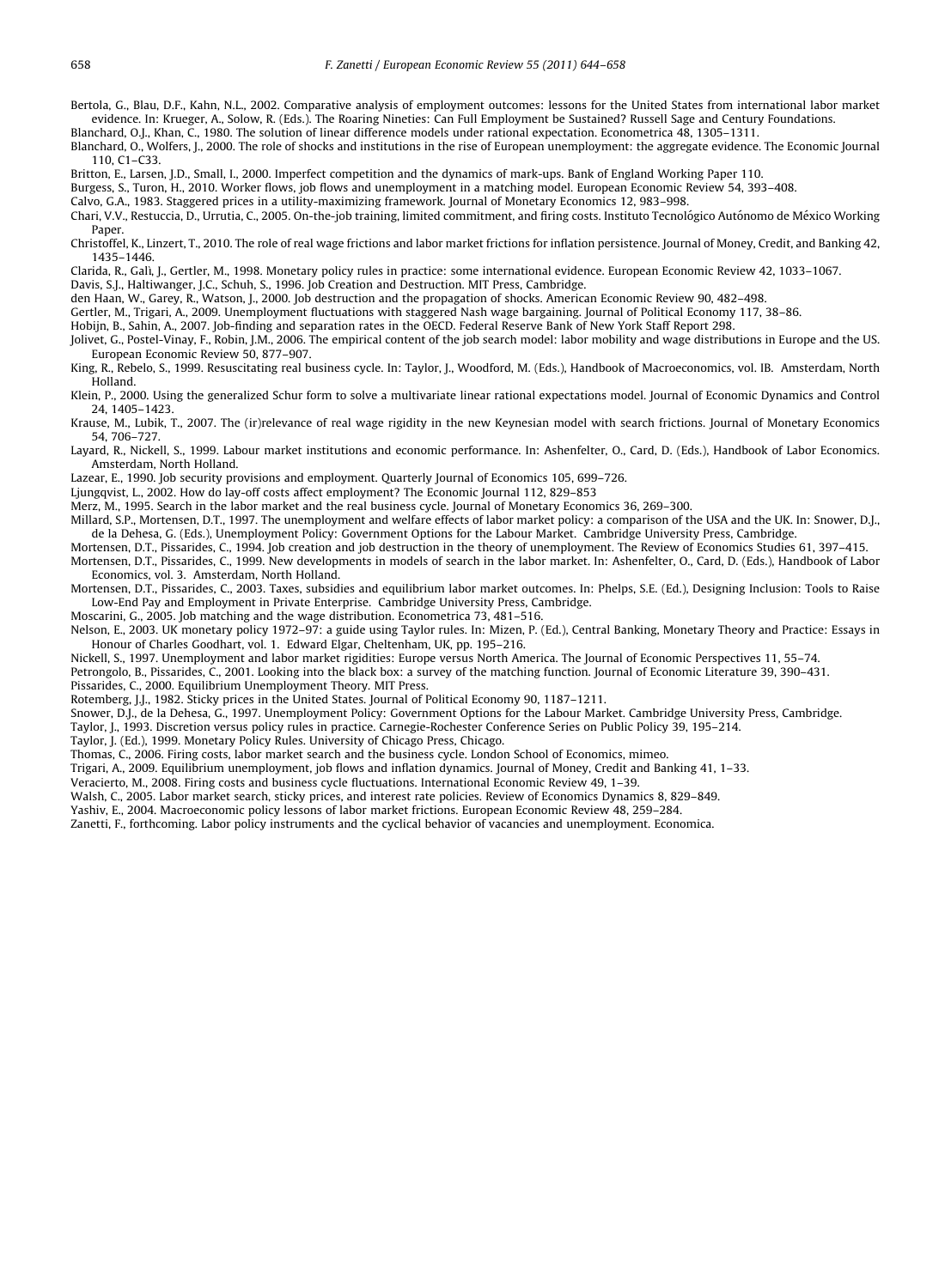Bertola, G., Blau, D.F., Kahn, N.L., 2002. Comparative analysis of employment outcomes: lessons for the United States from international labor market evidence. In: Krueger, A., Solow, R. (Eds.). The Roaring Nineties: Can Full Employment be Sustained? Russell Sage and Century Foundations.

Blanchard, O.J., Khan, C., 1980. The solution of linear difference models under rational expectation. Econometrica 48, 1305–1311.

Blanchard, O., Wolfers, J., 2000. The role of shocks and institutions in the rise of European unemployment: the aggregate evidence. The Economic Journal 110, C1–C33.

Britton, E., Larsen, J.D., Small, I., 2000. Imperfect competition and the dynamics of mark-ups. Bank of England Working Paper 110.

Burgess, S., Turon, H., 2010. Worker flows, job flows and unemployment in a matching model. European Economic Review 54, 393–408.

Calvo, G.A., 1983. Staggered prices in a utility-maximizing framework. Journal of Monetary Economics 12, 983–998.

Chari, V.V., Restuccia, D., Urrutia, C., 2005. On-the-job training, limited commitment, and firing costs. Instituto Tecnológico Autónomo de México Working Paper.

Christoffel, K., Linzert, T., 2010. The role of real wage frictions and labor market frictions for inflation persistence. Journal of Money, Credit, and Banking 42, 1435–1446.

Clarida, R., Galì, J., Gertler, M., 1998. Monetary policy rules in practice: some international evidence. European Economic Review 42, 1033–1067.

Davis, S.J., Haltiwanger, J.C., Schuh, S., 1996. Job Creation and Destruction. MIT Press, Cambridge.

den Haan, W., Garey, R., Watson, J., 2000. Job destruction and the propagation of shocks. American Economic Review 90, 482–498.

Gertler, M., Trigari, A., 2009. Unemployment fluctuations with staggered Nash wage bargaining. Journal of Political Economy 117, 38–86.

Hobijn, B., Sahin, A., 2007. Job-finding and separation rates in the OECD. Federal Reserve Bank of New York Staff Report 298.

Jolivet, G., Postel-Vinay, F., Robin, J.M., 2006. The empirical content of the job search model: labor mobility and wage distributions in Europe and the US. European Economic Review 50, 877–907.

King, R., Rebelo, S., 1999. Resuscitating real business cycle. In: Taylor, J., Woodford, M. (Eds.), Handbook of Macroeconomics, vol. IB. Amsterdam, North Holland.

Klein, P., 2000. Using the generalized Schur form to solve a multivariate linear rational expectations model. Journal of Economic Dynamics and Control 24, 1405–1423.

Krause, M., Lubik, T., 2007. The (ir)relevance of real wage rigidity in the new Keynesian model with search frictions. Journal of Monetary Economics 54, 706–727.

Layard, R., Nickell, S., 1999. Labour market institutions and economic performance. In: Ashenfelter, O., Card, D. (Eds.), Handbook of Labor Economics. Amsterdam, North Holland.

Lazear, E., 1990. Job security provisions and employment. Quarterly Journal of Economics 105, 699–726.

Ljungqvist, L., 2002. How do lay-off costs affect employment? The Economic Journal 112, 829–853

Merz, M., 1995. Search in the labor market and the real business cycle. Journal of Monetary Economics 36, 269–300.

Millard, S.P., Mortensen, D.T., 1997. The unemployment and welfare effects of labor market policy: a comparison of the USA and the UK. In: Snower, D.J., de la Dehesa, G. (Eds.), Unemployment Policy: Government Options for the Labour Market. Cambridge University Press, Cambridge.

Mortensen, D.T., Pissarides, C., 1994. Job creation and job destruction in the theory of unemployment. The Review of Economics Studies 61, 397–415.

Mortensen, D.T., Pissarides, C., 1999. New developments in models of search in the labor market. In: Ashenfelter, O., Card, D. (Eds.), Handbook of Labor Economics, vol. 3. Amsterdam, North Holland.

Mortensen, D.T., Pissarides, C., 2003. Taxes, subsidies and equilibrium labor market outcomes. In: Phelps, S.E. (Ed.), Designing Inclusion: Tools to Raise Low-End Pay and Employment in Private Enterprise. Cambridge University Press, Cambridge.

Moscarini, G., 2005. Job matching and the wage distribution. Econometrica 73, 481–516.

Nelson, E., 2003. UK monetary policy 1972–97: a guide using Taylor rules. In: Mizen, P. (Ed.), Central Banking, Monetary Theory and Practice: Essays in Honour of Charles Goodhart, vol. 1. Edward Elgar, Cheltenham, UK, pp. 195–216.

Nickell, S., 1997. Unemployment and labor market rigidities: Europe versus North America. The Journal of Economic Perspectives 11, 55–74.

Petrongolo, B., Pissarides, C., 2001. Looking into the black box: a survey of the matching function. Journal of Economic Literature 39, 390–431.

Pissarides, C., 2000. Equilibrium Unemployment Theory. MIT Press.

Rotemberg, J.J., 1982. Sticky prices in the United States. Journal of Political Economy 90, 1187–1211.

Snower, D.J., de la Dehesa, G., 1997. Unemployment Policy: Government Options for the Labour Market. Cambridge University Press, Cambridge.

Taylor, J., 1993. Discretion versus policy rules in practice. Carnegie-Rochester Conference Series on Public Policy 39, 195–214.

Taylor, J. (Ed.), 1999. Monetary Policy Rules. University of Chicago Press, Chicago.

Thomas, C., 2006. Firing costs, labor market search and the business cycle. London School of Economics, mimeo.

Trigari, A., 2009. Equilibrium unemployment, job flows and inflation dynamics. Journal of Money, Credit and Banking 41, 1–33.

Veracierto, M., 2008. Firing costs and business cycle fluctuations. International Economic Review 49, 1–39.

Walsh, C., 2005. Labor market search, sticky prices, and interest rate policies. Review of Economics Dynamics 8, 829–849.

Yashiv, E., 2004. Macroeconomic policy lessons of labor market frictions. European Economic Review 48, 259–284.

Zanetti, F., forthcoming. Labor policy instruments and the cyclical behavior of vacancies and unemployment. Economica.